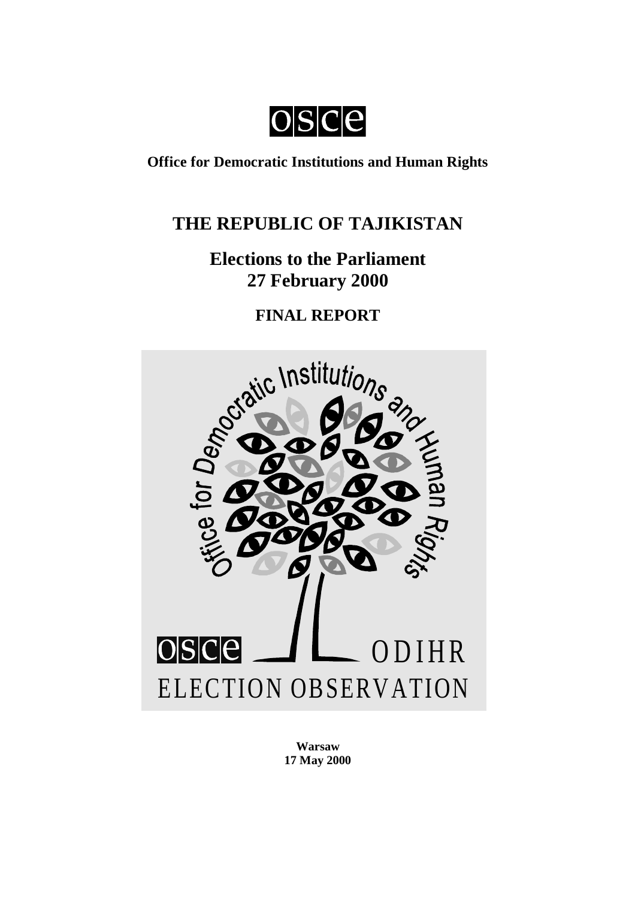osce

**Office for Democratic Institutions and Human Rights**

# THE REPUBLIC OF TAJIKISTAN

## Elections to the Parliament
## 27 February 2000

### FINAL REPORT

**Warsaw**
**17 May 2000**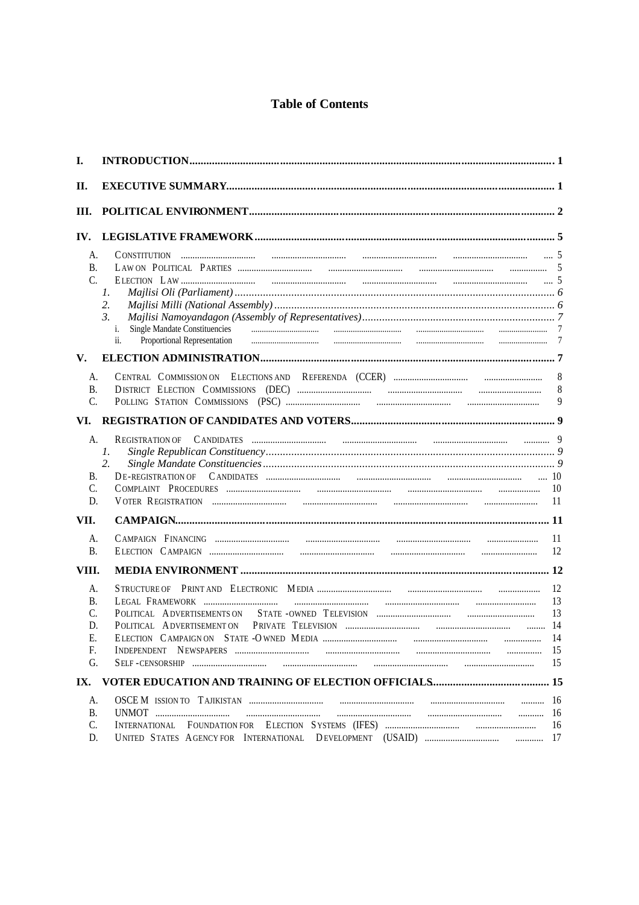# Table of Contents

- I. INTRODUCTION ........................................ 1
- II. EXECUTIVE SUMMARY ........................................ 1
- III. POLITICAL ENVIRONMENT ........................................ 2
- IV. LEGISLATIVE FRAMEWORK ........................................ 5
  - A. Constitution ........................................ 5
  - B. Law on Political Parties ........................................ 5
  - C. Election Law ........................................ 5
    - 1. *Majlisi Oli (Parliament)* ........................................ 6
    - 2. *Majlisi Milli (National Assembly)* ........................................ 6
    - 3. *Majlisi Namoyandagon (Assembly of Representatives)* ........................................ 7
      - i. Single Mandate Constituencies ........................................ 7
      - ii. Proportional Representation ........................................ 7
- V. ELECTION ADMINISTRATION ........................................ 7
  - A. Central Commission on Elections and Referenda (CCER) ........................................ 8
  - B. District Election Commissions (DEC) ........................................ 8
  - C. Polling Station Commissions (PSC) ........................................ 9
- VI. REGISTRATION OF CANDIDATES AND VOTERS ........................................ 9
  - A. Registration of Candidates ........................................ 9
    - 1. *Single Republican Constituency* ........................................ 9
    - 2. *Single Mandate Constituencies* ........................................ 9
  - B. De-registration of Candidates ........................................ 10
  - C. Complaint Procedures ........................................ 10
  - D. Voter Registration ........................................ 11
- VII. CAMPAIGN ........................................ 11
  - A. Campaign Financing ........................................ 11
  - B. Election Campaign ........................................ 12
- VIII. MEDIA ENVIRONMENT ........................................ 12
  - A. Structure of Print and Electronic Media ........................................ 12
  - B. Legal Framework ........................................ 13
  - C. Political Advertisements on State-owned Television ........................................ 13
  - D. Political Advertisement on Private Television ........................................ 14
  - E. Election Campaign on State-Owned Media ........................................ 14
  - F. Independent Newspapers ........................................ 15
  - G. Self-censorship ........................................ 15
- IX. VOTER EDUCATION AND TRAINING OF ELECTION OFFICIALS ........................................ 15
  - A. OSCE Mission to Tajikistan ........................................ 16
  - B. UNMOT ........................................ 16
  - C. International Foundation for Election Systems (IFES) ........................................ 16
  - D. United States Agency for International Development (USAID) ........................................ 17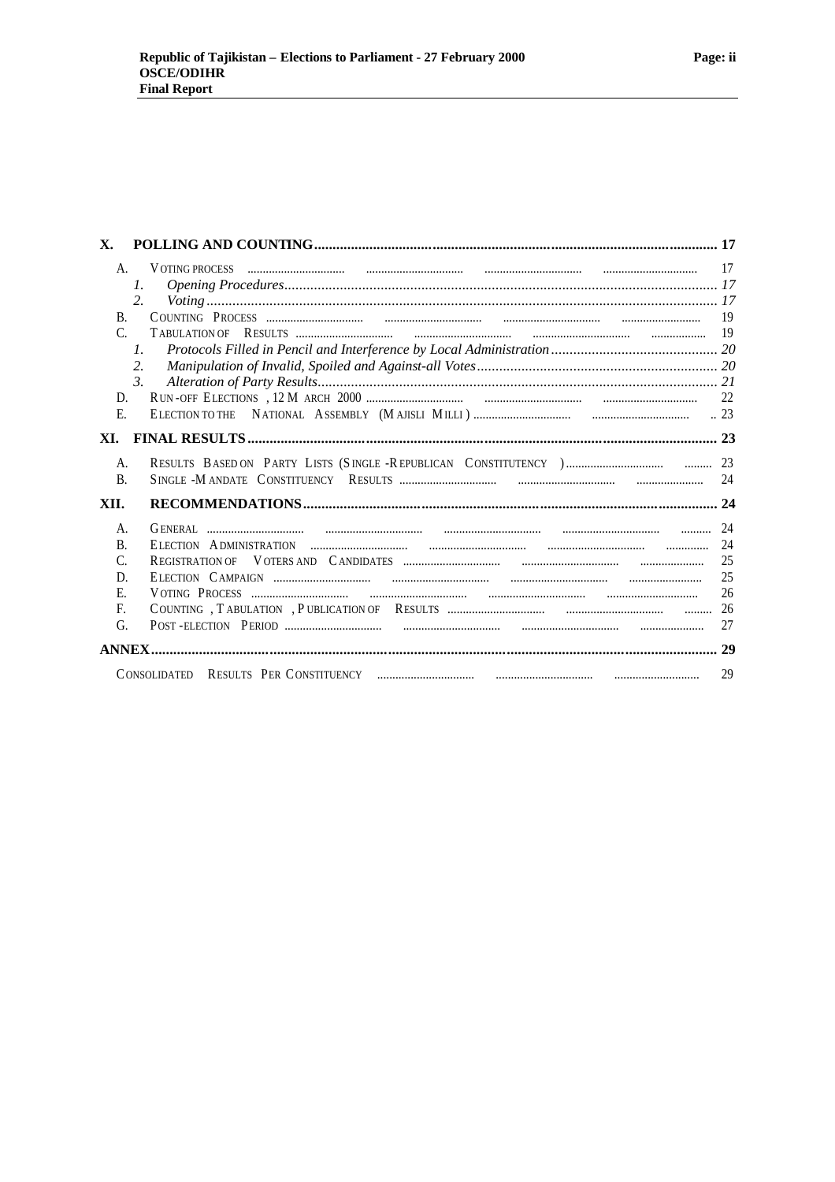- **X. POLLING AND COUNTING** .......... 17
  - A. Voting Process .......... 17
    1. *Opening Procedures* .......... *17*
    2. *Voting* .......... *17*
  - B. Counting Process .......... 19
  - C. Tabulation of Results .......... 19
    1. *Protocols Filled in Pencil and Interference by Local Administration* .......... *20*
    2. *Manipulation of Invalid, Spoiled and Against-all Votes* .......... *20*
    3. *Alteration of Party Results* .......... *21*
  - D. Run-off Elections, 12 March 2000 .......... 22
  - E. Election to the National Assembly (Majisli Milli) .......... 23
- **XI. FINAL RESULTS** .......... 23
  - A. Results Based on Party Lists (Single-Republican Constituency) .......... 23
  - B. Single-Mandate Constituency Results .......... 24
- **XII. RECOMMENDATIONS** .......... 24
  - A. General .......... 24
  - B. Election Administration .......... 24
  - C. Registration of Voters and Candidates .......... 25
  - D. Election Campaign .......... 25
  - E. Voting Process .......... 26
  - F. Counting, Tabulation, Publication of Results .......... 26
  - G. Post-election Period .......... 27
- **ANNEX** .......... 29
  - Consolidated Results per Constituency .......... 29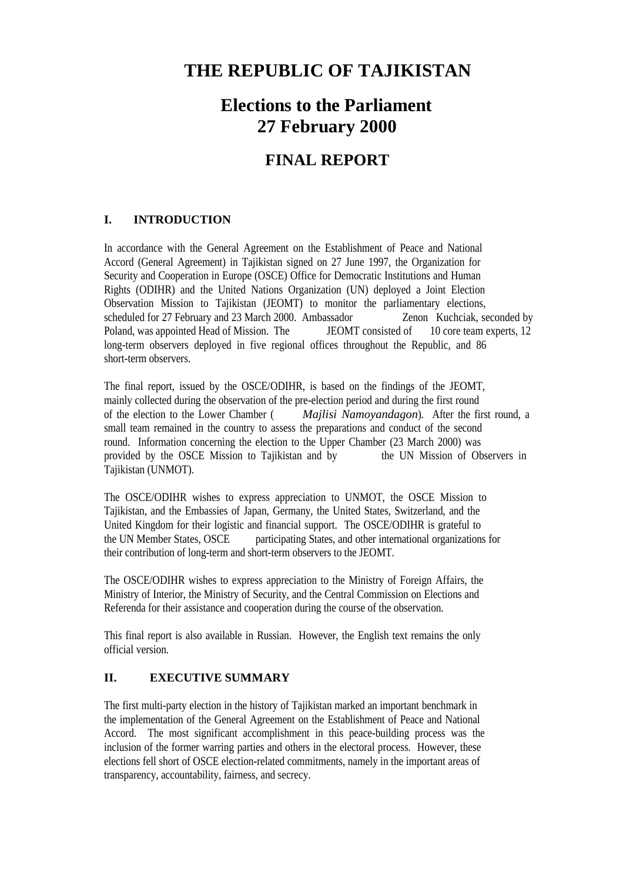# THE REPUBLIC OF TAJIKISTAN

# Elections to the Parliament 27 February 2000

## FINAL REPORT

### I. INTRODUCTION

In accordance with the General Agreement on the Establishment of Peace and National Accord (General Agreement) in Tajikistan signed on 27 June 1997, the Organization for Security and Cooperation in Europe (OSCE) Office for Democratic Institutions and Human Rights (ODIHR) and the United Nations Organization (UN) deployed a Joint Election Observation Mission to Tajikistan (JEOMT) to monitor the parliamentary elections, scheduled for 27 February and 23 March 2000. Ambassador Zenon Kuchciak, seconded by Poland, was appointed Head of Mission. The JEOMT consisted of 10 core team experts, 12 long-term observers deployed in five regional offices throughout the Republic, and 86 short-term observers.

The final report, issued by the OSCE/ODIHR, is based on the findings of the JEOMT, mainly collected during the observation of the pre-election period and during the first round of the election to the Lower Chamber (*Majlisi Namoyandagon*). After the first round, a small team remained in the country to assess the preparations and conduct of the second round. Information concerning the election to the Upper Chamber (23 March 2000) was provided by the OSCE Mission to Tajikistan and by the UN Mission of Observers in Tajikistan (UNMOT).

The OSCE/ODIHR wishes to express appreciation to UNMOT, the OSCE Mission to Tajikistan, and the Embassies of Japan, Germany, the United States, Switzerland, and the United Kingdom for their logistic and financial support. The OSCE/ODIHR is grateful to the UN Member States, OSCE participating States, and other international organizations for their contribution of long-term and short-term observers to the JEOMT.

The OSCE/ODIHR wishes to express appreciation to the Ministry of Foreign Affairs, the Ministry of Interior, the Ministry of Security, and the Central Commission on Elections and Referenda for their assistance and cooperation during the course of the observation.

This final report is also available in Russian. However, the English text remains the only official version.

### II. EXECUTIVE SUMMARY

The first multi-party election in the history of Tajikistan marked an important benchmark in the implementation of the General Agreement on the Establishment of Peace and National Accord. The most significant accomplishment in this peace-building process was the inclusion of the former warring parties and others in the electoral process. However, these elections fell short of OSCE election-related commitments, namely in the important areas of transparency, accountability, fairness, and secrecy.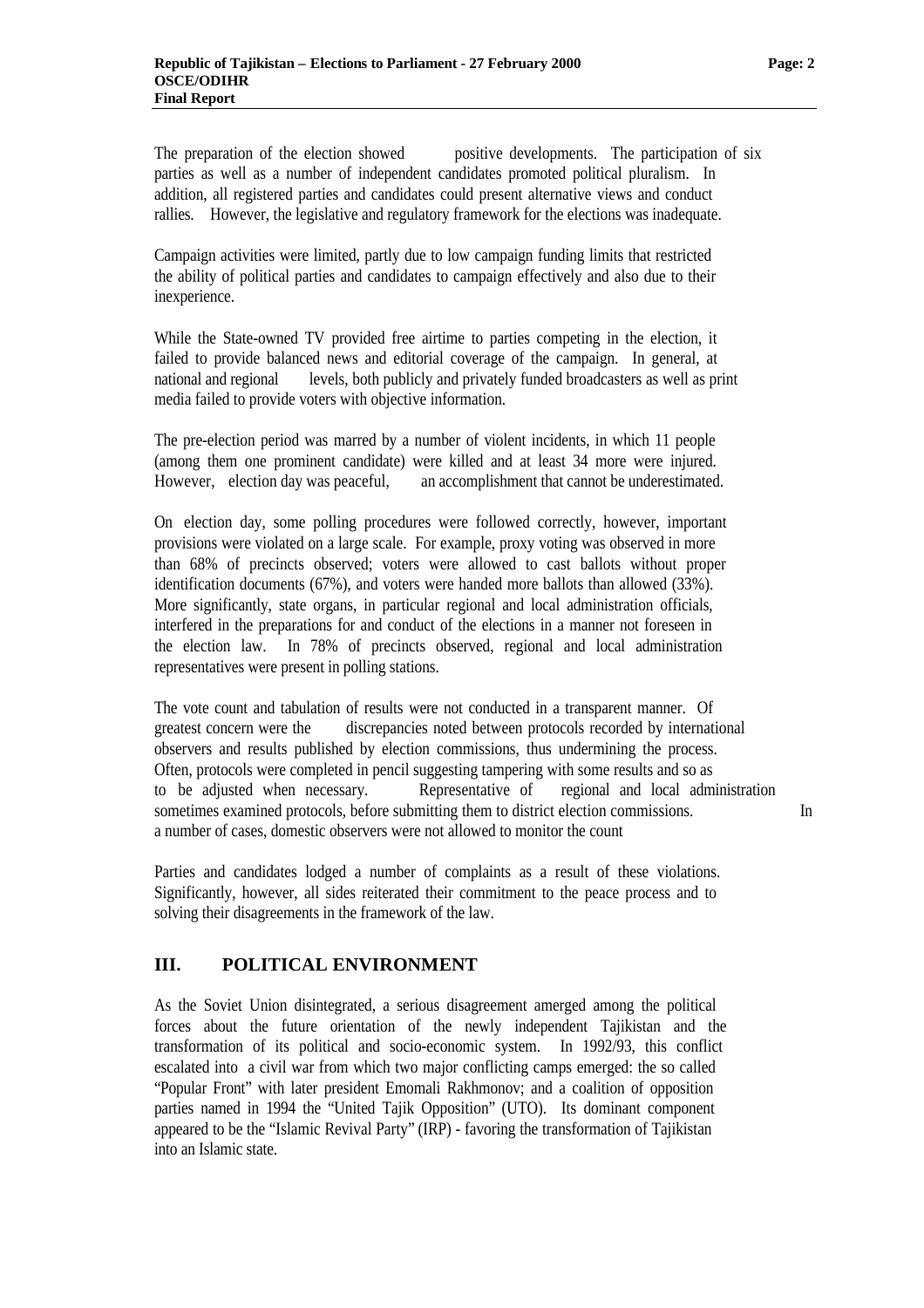The preparation of the election showed positive developments. The participation of six parties as well as a number of independent candidates promoted political pluralism. In addition, all registered parties and candidates could present alternative views and conduct rallies. However, the legislative and regulatory framework for the elections was inadequate.

Campaign activities were limited, partly due to low campaign funding limits that restricted the ability of political parties and candidates to campaign effectively and also due to their inexperience.

While the State-owned TV provided free airtime to parties competing in the election, it failed to provide balanced news and editorial coverage of the campaign. In general, at national and regional levels, both publicly and privately funded broadcasters as well as print media failed to provide voters with objective information.

The pre-election period was marred by a number of violent incidents, in which 11 people (among them one prominent candidate) were killed and at least 34 more were injured. However, election day was peaceful, an accomplishment that cannot be underestimated.

On election day, some polling procedures were followed correctly, however, important provisions were violated on a large scale. For example, proxy voting was observed in more than 68% of precincts observed; voters were allowed to cast ballots without proper identification documents (67%), and voters were handed more ballots than allowed (33%). More significantly, state organs, in particular regional and local administration officials, interfered in the preparations for and conduct of the elections in a manner not foreseen in the election law. In 78% of precincts observed, regional and local administration representatives were present in polling stations.

The vote count and tabulation of results were not conducted in a transparent manner. Of greatest concern were the discrepancies noted between protocols recorded by international observers and results published by election commissions, thus undermining the process. Often, protocols were completed in pencil suggesting tampering with some results and so as to be adjusted when necessary. Representative of regional and local administration sometimes examined protocols, before submitting them to district election commissions. In a number of cases, domestic observers were not allowed to monitor the count

Parties and candidates lodged a number of complaints as a result of these violations. Significantly, however, all sides reiterated their commitment to the peace process and to solving their disagreements in the framework of the law.

## III. POLITICAL ENVIRONMENT

As the Soviet Union disintegrated, a serious disagreement amerged among the political forces about the future orientation of the newly independent Tajikistan and the transformation of its political and socio-economic system. In 1992/93, this conflict escalated into a civil war from which two major conflicting camps emerged: the so called "Popular Front" with later president Emomali Rakhmonov; and a coalition of opposition parties named in 1994 the "United Tajik Opposition" (UTO). Its dominant component appeared to be the "Islamic Revival Party" (IRP) - favoring the transformation of Tajikistan into an Islamic state.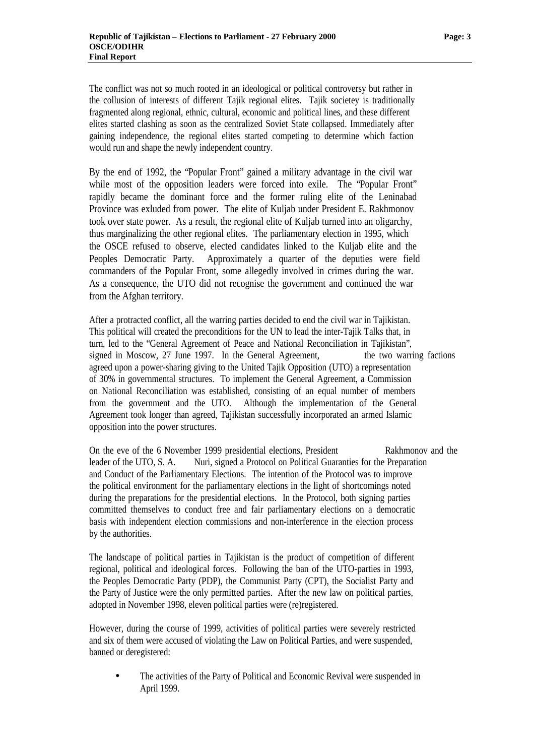The conflict was not so much rooted in an ideological or political controversy but rather in the collusion of interests of different Tajik regional elites. Tajik societey is traditionally fragmented along regional, ethnic, cultural, economic and political lines, and these different elites started clashing as soon as the centralized Soviet State collapsed. Immediately after gaining independence, the regional elites started competing to determine which faction would run and shape the newly independent country.

By the end of 1992, the "Popular Front" gained a military advantage in the civil war while most of the opposition leaders were forced into exile. The "Popular Front" rapidly became the dominant force and the former ruling elite of the Leninabad Province was exluded from power. The elite of Kuljab under President E. Rakhmonov took over state power. As a result, the regional elite of Kuljab turned into an oligarchy, thus marginalizing the other regional elites. The parliamentary election in 1995, which the OSCE refused to observe, elected candidates linked to the Kuljab elite and the Peoples Democratic Party. Approximately a quarter of the deputies were field commanders of the Popular Front, some allegedly involved in crimes during the war. As a consequence, the UTO did not recognise the government and continued the war from the Afghan territory.

After a protracted conflict, all the warring parties decided to end the civil war in Tajikistan. This political will created the preconditions for the UN to lead the inter-Tajik Talks that, in turn, led to the "General Agreement of Peace and National Reconciliation in Tajikistan", signed in Moscow, 27 June 1997. In the General Agreement, the two warring factions agreed upon a power-sharing giving to the United Tajik Opposition (UTO) a representation of 30% in governmental structures. To implement the General Agreement, a Commission on National Reconciliation was established, consisting of an equal number of members from the government and the UTO. Although the implementation of the General Agreement took longer than agreed, Tajikistan successfully incorporated an armed Islamic opposition into the power structures.

On the eve of the 6 November 1999 presidential elections, President Rakhmonov and the leader of the UTO, S. A. Nuri, signed a Protocol on Political Guaranties for the Preparation and Conduct of the Parliamentary Elections. The intention of the Protocol was to improve the political environment for the parliamentary elections in the light of shortcomings noted during the preparations for the presidential elections. In the Protocol, both signing parties committed themselves to conduct free and fair parliamentary elections on a democratic basis with independent election commissions and non-interference in the election process by the authorities.

The landscape of political parties in Tajikistan is the product of competition of different regional, political and ideological forces. Following the ban of the UTO-parties in 1993, the Peoples Democratic Party (PDP), the Communist Party (CPT), the Socialist Party and the Party of Justice were the only permitted parties. After the new law on political parties, adopted in November 1998, eleven political parties were (re)registered.

However, during the course of 1999, activities of political parties were severely restricted and six of them were accused of violating the Law on Political Parties, and were suspended, banned or deregistered:

- The activities of the Party of Political and Economic Revival were suspended in April 1999.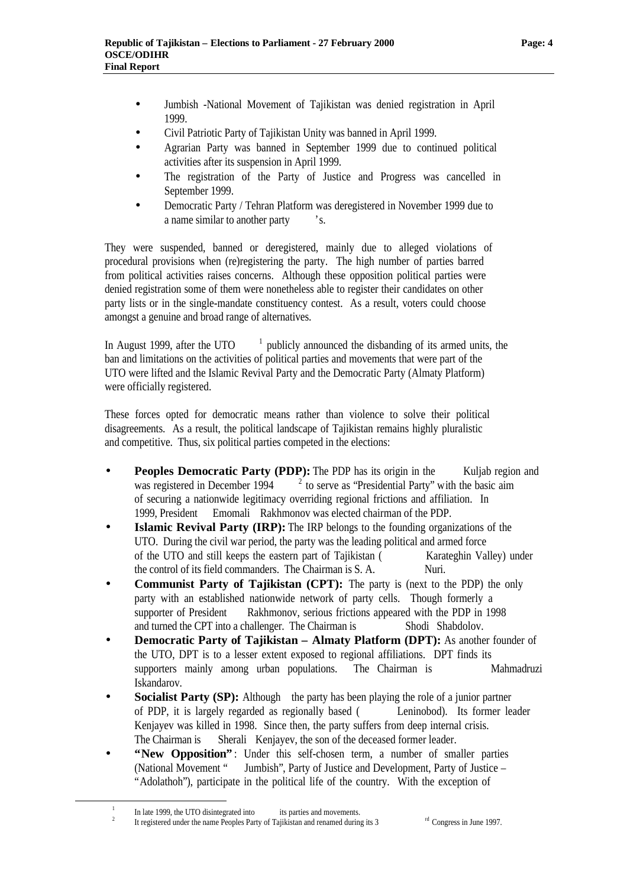- Jumbish -National Movement of Tajikistan was denied registration in April 1999.
- Civil Patriotic Party of Tajikistan Unity was banned in April 1999.
- Agrarian Party was banned in September 1999 due to continued political activities after its suspension in April 1999.
- The registration of the Party of Justice and Progress was cancelled in September 1999.
- Democratic Party / Tehran Platform was deregistered in November 1999 due to a name similar to another party's.

They were suspended, banned or deregistered, mainly due to alleged violations of procedural provisions when (re)registering the party. The high number of parties barred from political activities raises concerns. Although these opposition political parties were denied registration some of them were nonetheless able to register their candidates on other party lists or in the single-mandate constituency contest. As a result, voters could choose amongst a genuine and broad range of alternatives.

In August 1999, after the UTO[1] publicly announced the disbanding of its armed units, the ban and limitations on the activities of political parties and movements that were part of the UTO were lifted and the Islamic Revival Party and the Democratic Party (Almaty Platform) were officially registered.

These forces opted for democratic means rather than violence to solve their political disagreements. As a result, the political landscape of Tajikistan remains highly pluralistic and competitive. Thus, six political parties competed in the elections:

- **Peoples Democratic Party (PDP):** The PDP has its origin in the Kuljab region and was registered in December 1994[2] to serve as "Presidential Party" with the basic aim of securing a nationwide legitimacy overriding regional frictions and affiliation. In 1999, President Emomali Rakhmonov was elected chairman of the PDP.
- **Islamic Revival Party (IRP):** The IRP belongs to the founding organizations of the UTO. During the civil war period, the party was the leading political and armed force of the UTO and still keeps the eastern part of Tajikistan (Karateghin Valley) under the control of its field commanders. The Chairman is S. A. Nuri.
- **Communist Party of Tajikistan (CPT):** The party is (next to the PDP) the only party with an established nationwide network of party cells. Though formerly a supporter of President Rakhmonov, serious frictions appeared with the PDP in 1998 and turned the CPT into a challenger. The Chairman is Shodi Shabdolov.
- **Democratic Party of Tajikistan – Almaty Platform (DPT):** As another founder of the UTO, DPT is to a lesser extent exposed to regional affiliations. DPT finds its supporters mainly among urban populations. The Chairman is Mahmadruzi Iskandarov.
- **Socialist Party (SP):** Although the party has been playing the role of a junior partner of PDP, it is largely regarded as regionally based (Leninobod). Its former leader Kenjayev was killed in 1998. Since then, the party suffers from deep internal crisis. The Chairman is Sherali Kenjayev, the son of the deceased former leader.
- **"New Opposition"**: Under this self-chosen term, a number of smaller parties (National Movement "Jumbish", Party of Justice and Development, Party of Justice – "Adolathoh"), participate in the political life of the country. With the exception of

[1] In late 1999, the UTO disintegrated into its parties and movements.

[2] It registered under the name Peoples Party of Tajikistan and renamed during its 3rd Congress in June 1997.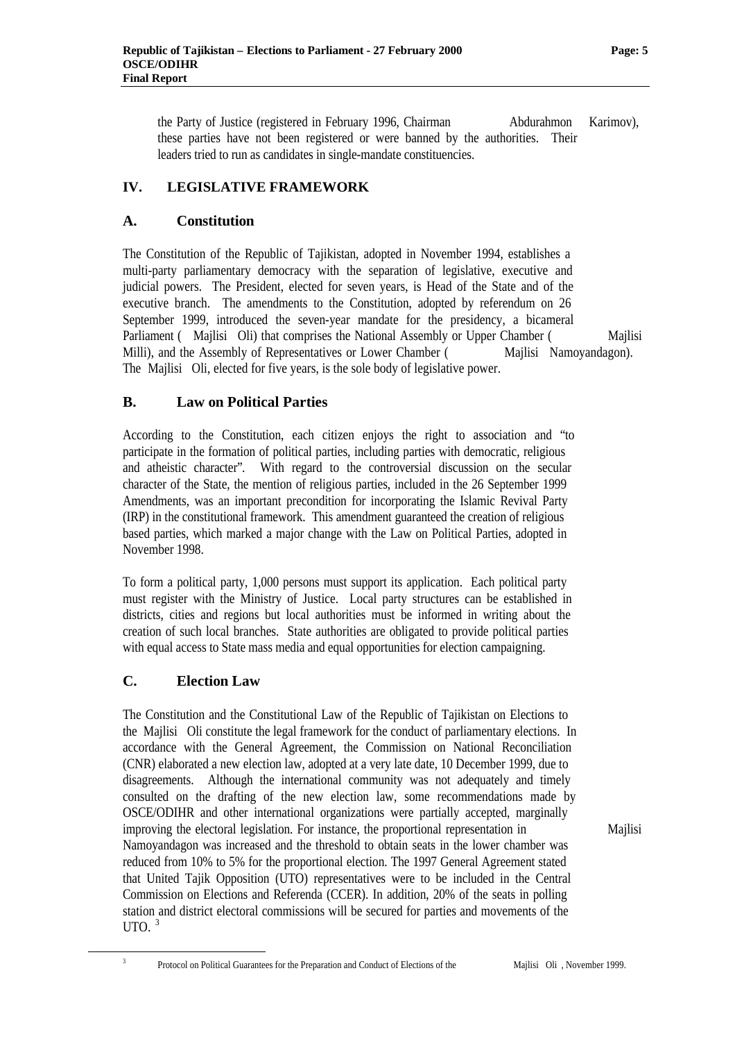the Party of Justice (registered in February 1996, Chairman Abdurahmon Karimov), these parties have not been registered or were banned by the authorities. Their leaders tried to run as candidates in single-mandate constituencies.

## IV. LEGISLATIVE FRAMEWORK

### A. Constitution

The Constitution of the Republic of Tajikistan, adopted in November 1994, establishes a multi-party parliamentary democracy with the separation of legislative, executive and judicial powers. The President, elected for seven years, is Head of the State and of the executive branch. The amendments to the Constitution, adopted by referendum on 26 September 1999, introduced the seven-year mandate for the presidency, a bicameral Parliament (*Majlisi Oli*) that comprises the National Assembly or Upper Chamber (*Majlisi Milli*), and the Assembly of Representatives or Lower Chamber (*Majlisi Namoyandagon*). The *Majlisi Oli*, elected for five years, is the sole body of legislative power.

### B. Law on Political Parties

According to the Constitution, each citizen enjoys the right to association and "to participate in the formation of political parties, including parties with democratic, religious and atheistic character". With regard to the controversial discussion on the secular character of the State, the mention of religious parties, included in the 26 September 1999 Amendments, was an important precondition for incorporating the Islamic Revival Party (IRP) in the constitutional framework. This amendment guaranteed the creation of religious based parties, which marked a major change with the Law on Political Parties, adopted in November 1998.

To form a political party, 1,000 persons must support its application. Each political party must register with the Ministry of Justice. Local party structures can be established in districts, cities and regions but local authorities must be informed in writing about the creation of such local branches. State authorities are obligated to provide political parties with equal access to State mass media and equal opportunities for election campaigning.

### C. Election Law

The Constitution and the Constitutional Law of the Republic of Tajikistan on Elections to the *Majlisi Oli* constitute the legal framework for the conduct of parliamentary elections. In accordance with the General Agreement, the Commission on National Reconciliation (CNR) elaborated a new election law, adopted at a very late date, 10 December 1999, due to disagreements. Although the international community was not adequately and timely consulted on the drafting of the new election law, some recommendations made by OSCE/ODIHR and other international organizations were partially accepted, marginally improving the electoral legislation. For instance, the proportional representation in *Majlisi Namoyandagon* was increased and the threshold to obtain seats in the lower chamber was reduced from 10% to 5% for the proportional election. The 1997 General Agreement stated that United Tajik Opposition (UTO) representatives were to be included in the Central Commission on Elections and Referenda (CCER). In addition, 20% of the seats in polling station and district electoral commissions will be secured for parties and movements of the UTO. [3]

---

[3] Protocol on Political Guarantees for the Preparation and Conduct of Elections of the *Majlisi Oli*, November 1999.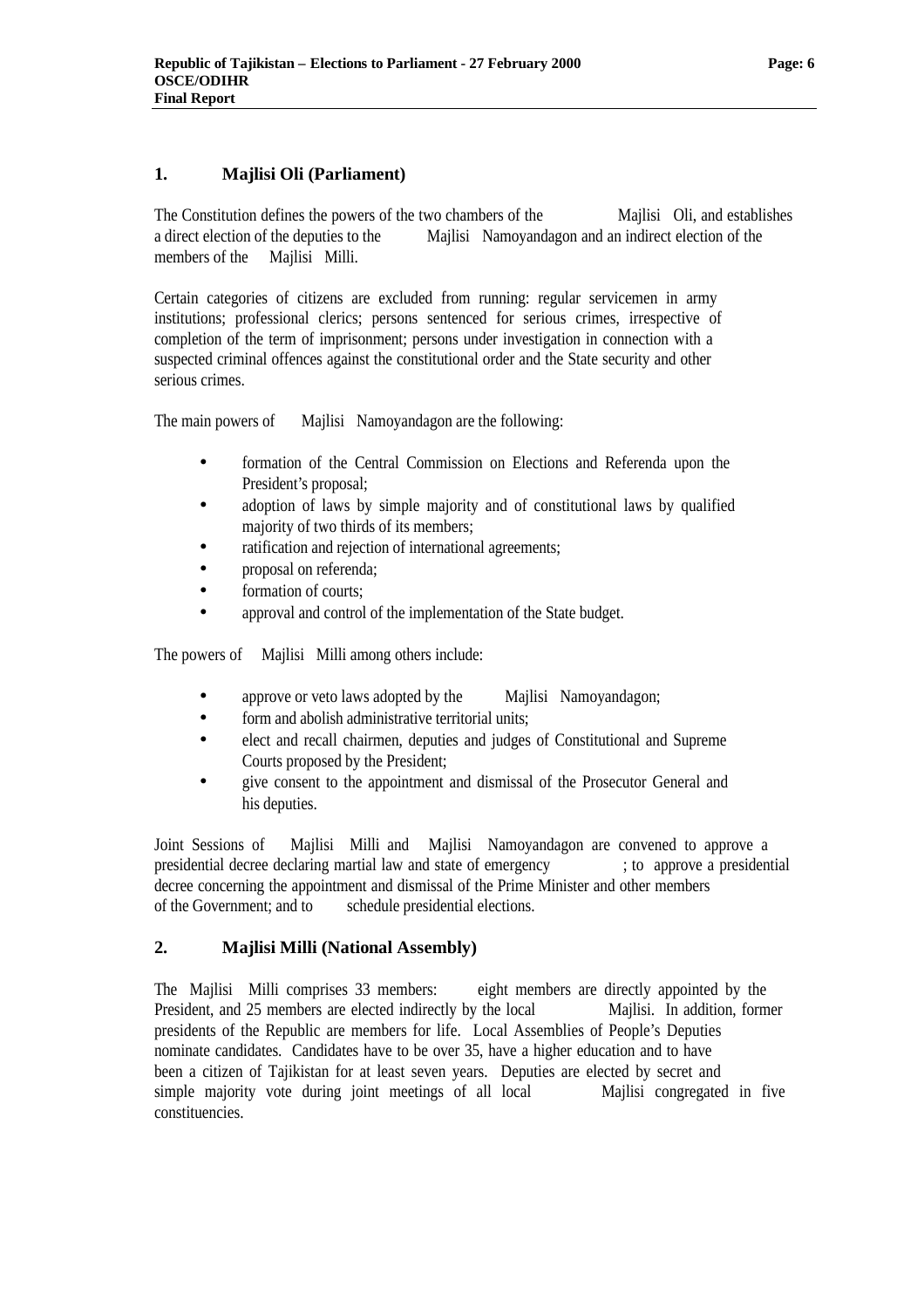## 1. Majlisi Oli (Parliament)

The Constitution defines the powers of the two chambers of the Majlisi Oli, and establishes a direct election of the deputies to the Majlisi Namoyandagon and an indirect election of the members of the Majlisi Milli.

Certain categories of citizens are excluded from running: regular servicemen in army institutions; professional clerics; persons sentenced for serious crimes, irrespective of completion of the term of imprisonment; persons under investigation in connection with a suspected criminal offences against the constitutional order and the State security and other serious crimes.

The main powers of Majlisi Namoyandagon are the following:

- formation of the Central Commission on Elections and Referenda upon the President's proposal;
- adoption of laws by simple majority and of constitutional laws by qualified majority of two thirds of its members;
- ratification and rejection of international agreements;
- proposal on referenda;
- formation of courts;
- approval and control of the implementation of the State budget.

The powers of Majlisi Milli among others include:

- approve or veto laws adopted by the Majlisi Namoyandagon;
- form and abolish administrative territorial units;
- elect and recall chairmen, deputies and judges of Constitutional and Supreme Courts proposed by the President;
- give consent to the appointment and dismissal of the Prosecutor General and his deputies.

Joint Sessions of Majlisi Milli and Majlisi Namoyandagon are convened to approve a presidential decree declaring martial law and state of emergency ; to approve a presidential decree concerning the appointment and dismissal of the Prime Minister and other members of the Government; and to schedule presidential elections.

## 2. Majlisi Milli (National Assembly)

The Majlisi Milli comprises 33 members: eight members are directly appointed by the President, and 25 members are elected indirectly by the local Majlisi. In addition, former presidents of the Republic are members for life. Local Assemblies of People's Deputies nominate candidates. Candidates have to be over 35, have a higher education and to have been a citizen of Tajikistan for at least seven years. Deputies are elected by secret and simple majority vote during joint meetings of all local Majlisi congregated in five constituencies.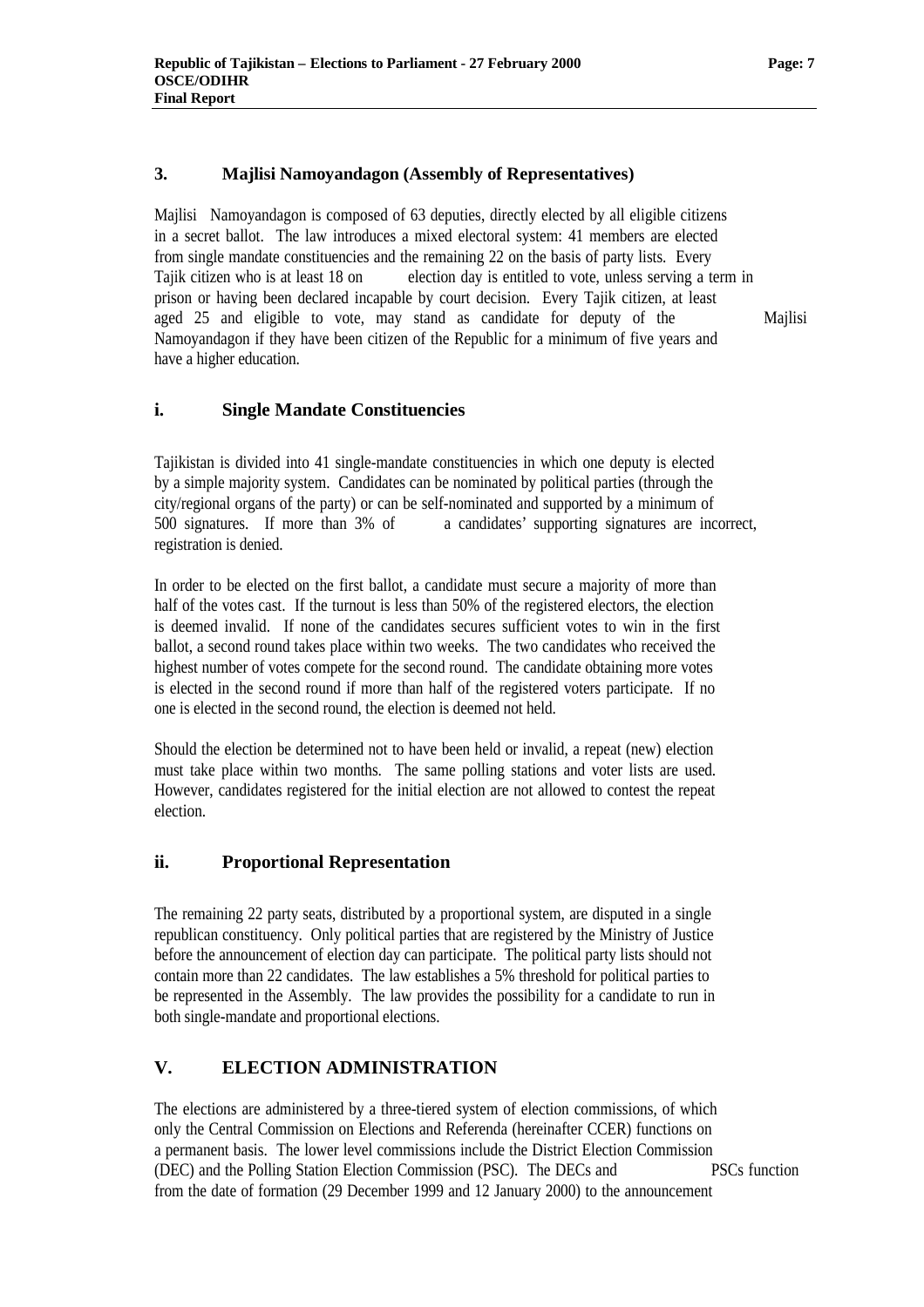## 3. Majlisi Namoyandagon (Assembly of Representatives)

Majlisi Namoyandagon is composed of 63 deputies, directly elected by all eligible citizens in a secret ballot. The law introduces a mixed electoral system: 41 members are elected from single mandate constituencies and the remaining 22 on the basis of party lists. Every Tajik citizen who is at least 18 on election day is entitled to vote, unless serving a term in prison or having been declared incapable by court decision. Every Tajik citizen, at least aged 25 and eligible to vote, may stand as candidate for deputy of the Majlisi Namoyandagon if they have been citizen of the Republic for a minimum of five years and have a higher education.

### i. Single Mandate Constituencies

Tajikistan is divided into 41 single-mandate constituencies in which one deputy is elected by a simple majority system. Candidates can be nominated by political parties (through the city/regional organs of the party) or can be self-nominated and supported by a minimum of 500 signatures. If more than 3% of a candidates' supporting signatures are incorrect, registration is denied.

In order to be elected on the first ballot, a candidate must secure a majority of more than half of the votes cast. If the turnout is less than 50% of the registered electors, the election is deemed invalid. If none of the candidates secures sufficient votes to win in the first ballot, a second round takes place within two weeks. The two candidates who received the highest number of votes compete for the second round. The candidate obtaining more votes is elected in the second round if more than half of the registered voters participate. If no one is elected in the second round, the election is deemed not held.

Should the election be determined not to have been held or invalid, a repeat (new) election must take place within two months. The same polling stations and voter lists are used. However, candidates registered for the initial election are not allowed to contest the repeat election.

### ii. Proportional Representation

The remaining 22 party seats, distributed by a proportional system, are disputed in a single republican constituency. Only political parties that are registered by the Ministry of Justice before the announcement of election day can participate. The political party lists should not contain more than 22 candidates. The law establishes a 5% threshold for political parties to be represented in the Assembly. The law provides the possibility for a candidate to run in both single-mandate and proportional elections.

## V. ELECTION ADMINISTRATION

The elections are administered by a three-tiered system of election commissions, of which only the Central Commission on Elections and Referenda (hereinafter CCER) functions on a permanent basis. The lower level commissions include the District Election Commission (DEC) and the Polling Station Election Commission (PSC). The DECs and PSCs function from the date of formation (29 December 1999 and 12 January 2000) to the announcement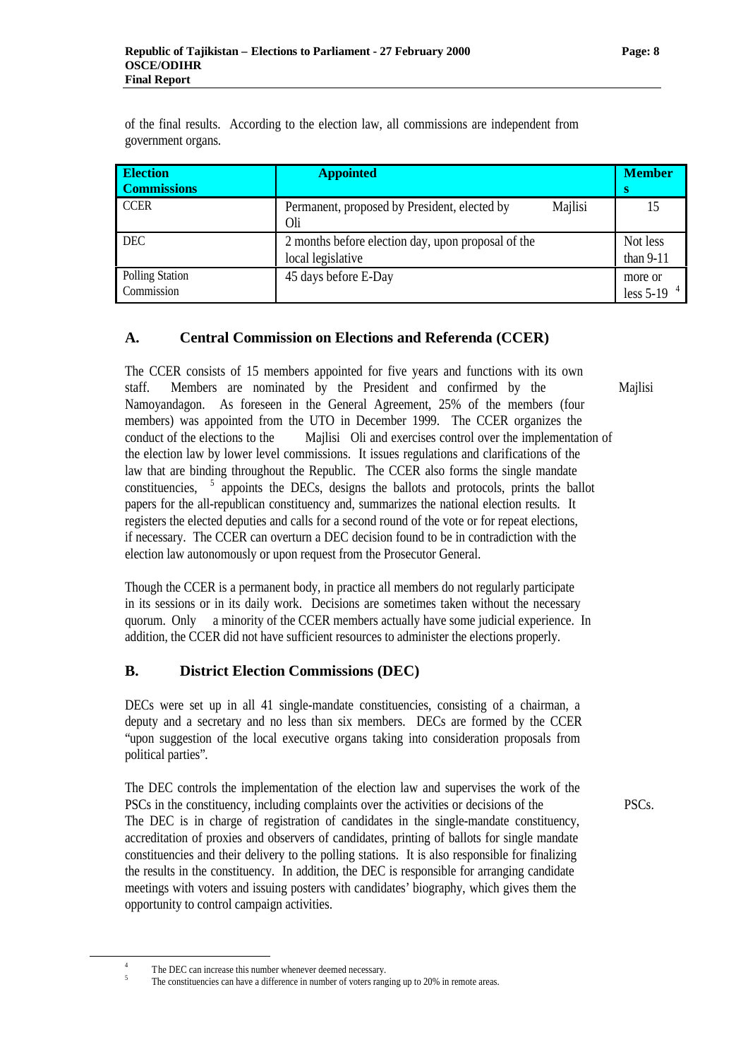of the final results. According to the election law, all commissions are independent from government organs.

| Election Commissions | Appointed | Members |
|---|---|---|
| CCER | Permanent, proposed by President, elected by Majlisi Oli | 15 |
| DEC | 2 months before election day, upon proposal of the local legislative | Not less than 9-11 |
| Polling Station Commission | 45 days before E-Day | more or less 5-19 [4] |

## A. Central Commission on Elections and Referenda (CCER)

The CCER consists of 15 members appointed for five years and functions with its own staff. Members are nominated by the President and confirmed by the Majlisi Namoyandagon. As foreseen in the General Agreement, 25% of the members (four members) was appointed from the UTO in December 1999. The CCER organizes the conduct of the elections to the Majlisi Oli and exercises control over the implementation of the election law by lower level commissions. It issues regulations and clarifications of the law that are binding throughout the Republic. The CCER also forms the single mandate constituencies, [5] appoints the DECs, designs the ballots and protocols, prints the ballot papers for the all-republican constituency and, summarizes the national election results. It registers the elected deputies and calls for a second round of the vote or for repeat elections, if necessary. The CCER can overturn a DEC decision found to be in contradiction with the election law autonomously or upon request from the Prosecutor General.

Though the CCER is a permanent body, in practice all members do not regularly participate in its sessions or in its daily work. Decisions are sometimes taken without the necessary quorum. Only a minority of the CCER members actually have some judicial experience. In addition, the CCER did not have sufficient resources to administer the elections properly.

## B. District Election Commissions (DEC)

DECs were set up in all 41 single-mandate constituencies, consisting of a chairman, a deputy and a secretary and no less than six members. DECs are formed by the CCER "upon suggestion of the local executive organs taking into consideration proposals from political parties".

The DEC controls the implementation of the election law and supervises the work of the PSCs in the constituency, including complaints over the activities or decisions of the PSCs. The DEC is in charge of registration of candidates in the single-mandate constituency, accreditation of proxies and observers of candidates, printing of ballots for single mandate constituencies and their delivery to the polling stations. It is also responsible for finalizing the results in the constituency. In addition, the DEC is responsible for arranging candidate meetings with voters and issuing posters with candidates' biography, which gives them the opportunity to control campaign activities.

---

[4] The DEC can increase this number whenever deemed necessary.

[5] The constituencies can have a difference in number of voters ranging up to 20% in remote areas.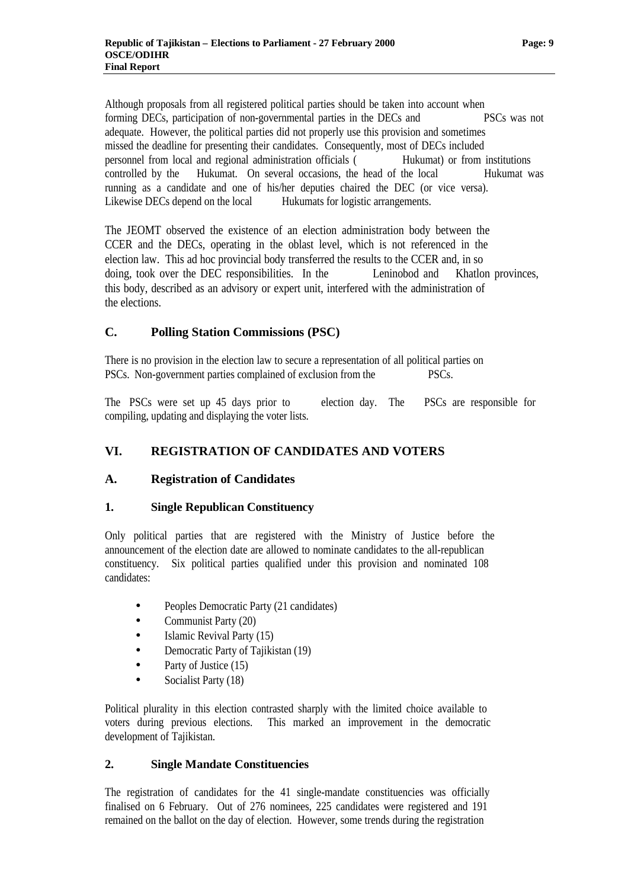Although proposals from all registered political parties should be taken into account when forming DECs, participation of non-governmental parties in the DECs and PSCs was not adequate. However, the political parties did not properly use this provision and sometimes missed the deadline for presenting their candidates. Consequently, most of DECs included personnel from local and regional administration officials (Hukumat) or from institutions controlled by the Hukumat. On several occasions, the head of the local Hukumat was running as a candidate and one of his/her deputies chaired the DEC (or vice versa). Likewise DECs depend on the local Hukumats for logistic arrangements.

The JEOMT observed the existence of an election administration body between the CCER and the DECs, operating in the oblast level, which is not referenced in the election law. This ad hoc provincial body transferred the results to the CCER and, in so doing, took over the DEC responsibilities. In the Leninobod and Khatlon provinces, this body, described as an advisory or expert unit, interfered with the administration of the elections.

## C. Polling Station Commissions (PSC)

There is no provision in the election law to secure a representation of all political parties on PSCs. Non-government parties complained of exclusion from the PSCs.

The PSCs were set up 45 days prior to election day. The PSCs are responsible for compiling, updating and displaying the voter lists.

# VI. REGISTRATION OF CANDIDATES AND VOTERS

## A. Registration of Candidates

### 1. Single Republican Constituency

Only political parties that are registered with the Ministry of Justice before the announcement of the election date are allowed to nominate candidates to the all-republican constituency. Six political parties qualified under this provision and nominated 108 candidates:

- Peoples Democratic Party (21 candidates)
- Communist Party (20)
- Islamic Revival Party (15)
- Democratic Party of Tajikistan (19)
- Party of Justice (15)
- Socialist Party (18)

Political plurality in this election contrasted sharply with the limited choice available to voters during previous elections. This marked an improvement in the democratic development of Tajikistan.

### 2. Single Mandate Constituencies

The registration of candidates for the 41 single-mandate constituencies was officially finalised on 6 February. Out of 276 nominees, 225 candidates were registered and 191 remained on the ballot on the day of election. However, some trends during the registration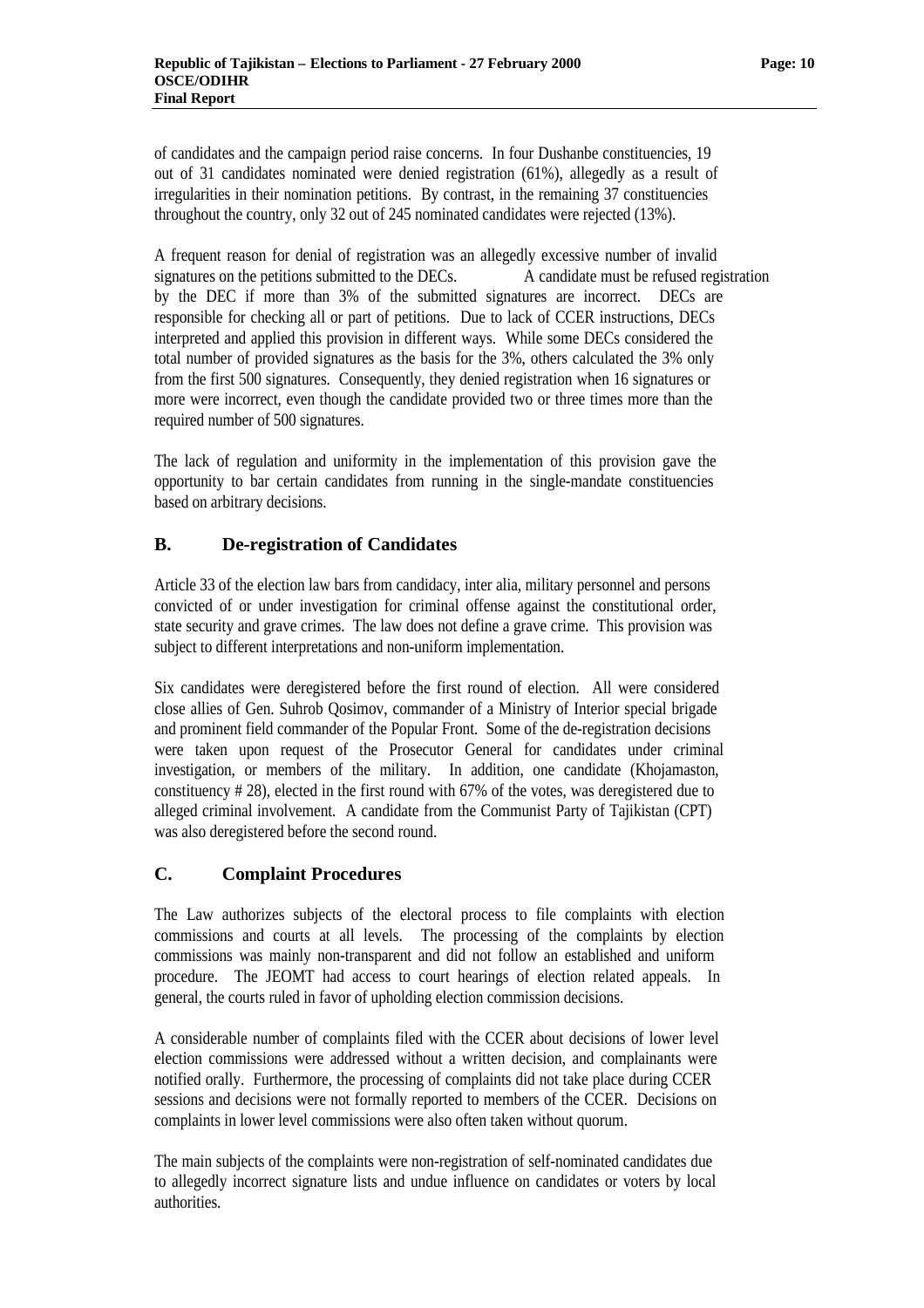of candidates and the campaign period raise concerns. In four Dushanbe constituencies, 19 out of 31 candidates nominated were denied registration (61%), allegedly as a result of irregularities in their nomination petitions. By contrast, in the remaining 37 constituencies throughout the country, only 32 out of 245 nominated candidates were rejected (13%).

A frequent reason for denial of registration was an allegedly excessive number of invalid signatures on the petitions submitted to the DECs. A candidate must be refused registration by the DEC if more than 3% of the submitted signatures are incorrect. DECs are responsible for checking all or part of petitions. Due to lack of CCER instructions, DECs interpreted and applied this provision in different ways. While some DECs considered the total number of provided signatures as the basis for the 3%, others calculated the 3% only from the first 500 signatures. Consequently, they denied registration when 16 signatures or more were incorrect, even though the candidate provided two or three times more than the required number of 500 signatures.

The lack of regulation and uniformity in the implementation of this provision gave the opportunity to bar certain candidates from running in the single-mandate constituencies based on arbitrary decisions.

## B. De-registration of Candidates

Article 33 of the election law bars from candidacy, inter alia, military personnel and persons convicted of or under investigation for criminal offense against the constitutional order, state security and grave crimes. The law does not define a grave crime. This provision was subject to different interpretations and non-uniform implementation.

Six candidates were deregistered before the first round of election. All were considered close allies of Gen. Suhrob Qosimov, commander of a Ministry of Interior special brigade and prominent field commander of the Popular Front. Some of the de-registration decisions were taken upon request of the Prosecutor General for candidates under criminal investigation, or members of the military. In addition, one candidate (Khojamaston, constituency # 28), elected in the first round with 67% of the votes, was deregistered due to alleged criminal involvement. A candidate from the Communist Party of Tajikistan (CPT) was also deregistered before the second round.

## C. Complaint Procedures

The Law authorizes subjects of the electoral process to file complaints with election commissions and courts at all levels. The processing of the complaints by election commissions was mainly non-transparent and did not follow an established and uniform procedure. The JEOMT had access to court hearings of election related appeals. In general, the courts ruled in favor of upholding election commission decisions.

A considerable number of complaints filed with the CCER about decisions of lower level election commissions were addressed without a written decision, and complainants were notified orally. Furthermore, the processing of complaints did not take place during CCER sessions and decisions were not formally reported to members of the CCER. Decisions on complaints in lower level commissions were also often taken without quorum.

The main subjects of the complaints were non-registration of self-nominated candidates due to allegedly incorrect signature lists and undue influence on candidates or voters by local authorities.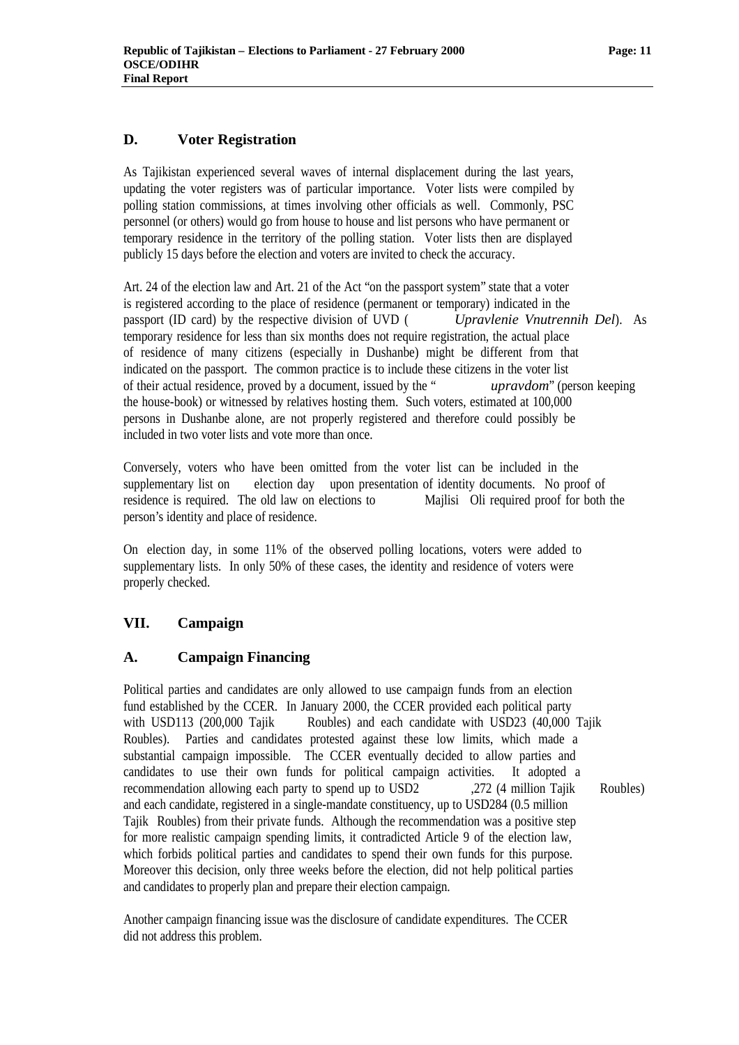### D. Voter Registration

As Tajikistan experienced several waves of internal displacement during the last years, updating the voter registers was of particular importance. Voter lists were compiled by polling station commissions, at times involving other officials as well. Commonly, PSC personnel (or others) would go from house to house and list persons who have permanent or temporary residence in the territory of the polling station. Voter lists then are displayed publicly 15 days before the election and voters are invited to check the accuracy.

Art. 24 of the election law and Art. 21 of the Act "on the passport system" state that a voter is registered according to the place of residence (permanent or temporary) indicated in the passport (ID card) by the respective division of UVD (*Upravlenie Vnutrennih Del*). As temporary residence for less than six months does not require registration, the actual place of residence of many citizens (especially in Dushanbe) might be different from that indicated on the passport. The common practice is to include these citizens in the voter list of their actual residence, proved by a document, issued by the "*upravdom*" (person keeping the house-book) or witnessed by relatives hosting them. Such voters, estimated at 100,000 persons in Dushanbe alone, are not properly registered and therefore could possibly be included in two voter lists and vote more than once.

Conversely, voters who have been omitted from the voter list can be included in the supplementary list on election day upon presentation of identity documents. No proof of residence is required. The old law on elections to Majlisi Oli required proof for both the person's identity and place of residence.

On election day, in some 11% of the observed polling locations, voters were added to supplementary lists. In only 50% of these cases, the identity and residence of voters were properly checked.

## VII. Campaign

### A. Campaign Financing

Political parties and candidates are only allowed to use campaign funds from an election fund established by the CCER. In January 2000, the CCER provided each political party with USD113 (200,000 Tajik Roubles) and each candidate with USD23 (40,000 Tajik Roubles). Parties and candidates protested against these low limits, which made a substantial campaign impossible. The CCER eventually decided to allow parties and candidates to use their own funds for political campaign activities. It adopted a recommendation allowing each party to spend up to USD2,272 (4 million Tajik Roubles) and each candidate, registered in a single-mandate constituency, up to USD284 (0.5 million Tajik Roubles) from their private funds. Although the recommendation was a positive step for more realistic campaign spending limits, it contradicted Article 9 of the election law, which forbids political parties and candidates to spend their own funds for this purpose. Moreover this decision, only three weeks before the election, did not help political parties and candidates to properly plan and prepare their election campaign.

Another campaign financing issue was the disclosure of candidate expenditures. The CCER did not address this problem.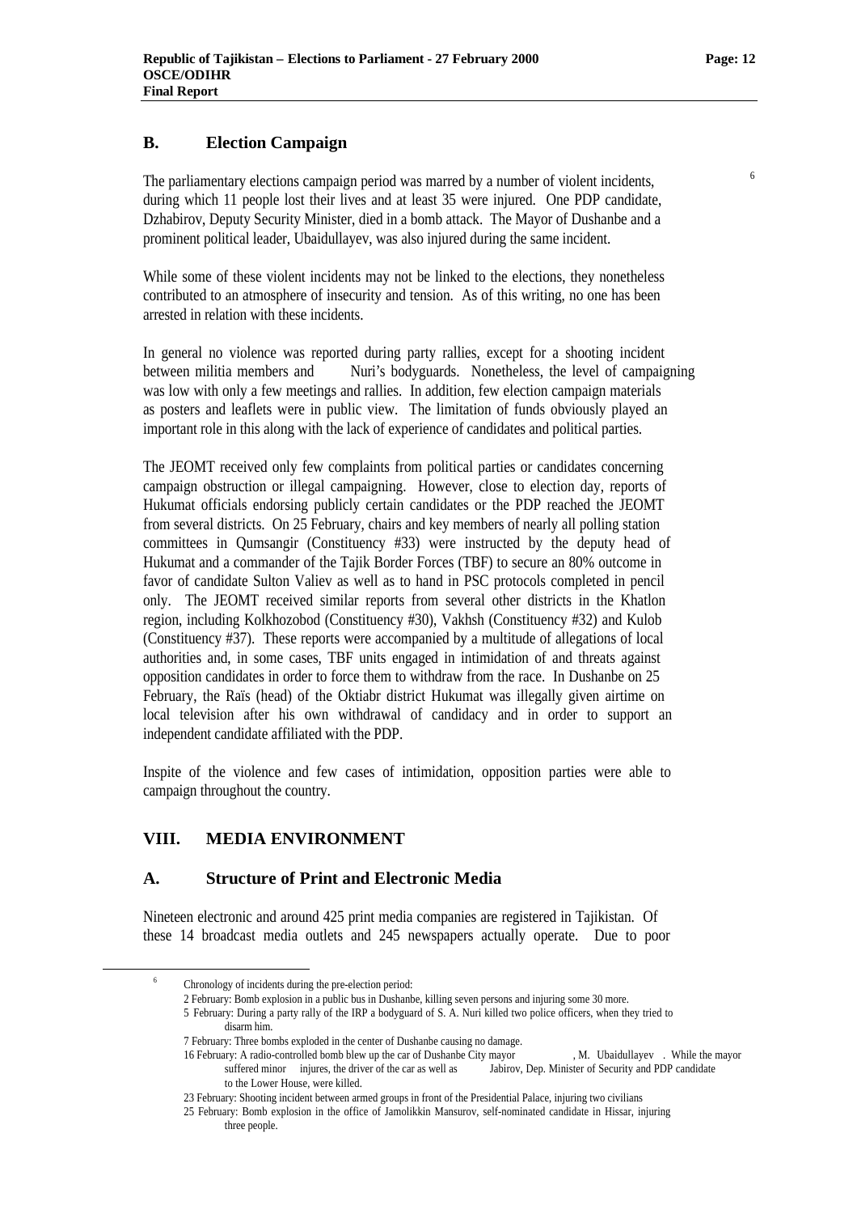## B. Election Campaign

The parliamentary elections campaign period was marred by a number of violent incidents,[6] during which 11 people lost their lives and at least 35 were injured. One PDP candidate, Dzhabirov, Deputy Security Minister, died in a bomb attack. The Mayor of Dushanbe and a prominent political leader, Ubaidullayev, was also injured during the same incident.

While some of these violent incidents may not be linked to the elections, they nonetheless contributed to an atmosphere of insecurity and tension. As of this writing, no one has been arrested in relation with these incidents.

In general no violence was reported during party rallies, except for a shooting incident between militia members and Nuri's bodyguards. Nonetheless, the level of campaigning was low with only a few meetings and rallies. In addition, few election campaign materials as posters and leaflets were in public view. The limitation of funds obviously played an important role in this along with the lack of experience of candidates and political parties.

The JEOMT received only few complaints from political parties or candidates concerning campaign obstruction or illegal campaigning. However, close to election day, reports of Hukumat officials endorsing publicly certain candidates or the PDP reached the JEOMT from several districts. On 25 February, chairs and key members of nearly all polling station committees in Qumsangir (Constituency #33) were instructed by the deputy head of Hukumat and a commander of the Tajik Border Forces (TBF) to secure an 80% outcome in favor of candidate Sulton Valiev as well as to hand in PSC protocols completed in pencil only. The JEOMT received similar reports from several other districts in the Khatlon region, including Kolkhozobod (Constituency #30), Vakhsh (Constituency #32) and Kulob (Constituency #37). These reports were accompanied by a multitude of allegations of local authorities and, in some cases, TBF units engaged in intimidation of and threats against opposition candidates in order to force them to withdraw from the race. In Dushanbe on 25 February, the Raïs (head) of the Oktiabr district Hukumat was illegally given airtime on local television after his own withdrawal of candidacy and in order to support an independent candidate affiliated with the PDP.

Inspite of the violence and few cases of intimidation, opposition parties were able to campaign throughout the country.

# VIII. MEDIA ENVIRONMENT

## A. Structure of Print and Electronic Media

Nineteen electronic and around 425 print media companies are registered in Tajikistan. Of these 14 broadcast media outlets and 245 newspapers actually operate. Due to poor

---

[6] Chronology of incidents during the pre-election period:
2 February: Bomb explosion in a public bus in Dushanbe, killing seven persons and injuring some 30 more.
5 February: During a party rally of the IRP a bodyguard of S. A. Nuri killed two police officers, when they tried to disarm him.
7 February: Three bombs exploded in the center of Dushanbe causing no damage.
16 February: A radio-controlled bomb blew up the car of Dushanbe City mayor, M. Ubaidullayev. While the mayor suffered minor injures, the driver of the car as well as Jabirov, Dep. Minister of Security and PDP candidate to the Lower House, were killed.
23 February: Shooting incident between armed groups in front of the Presidential Palace, injuring two civilians
25 February: Bomb explosion in the office of Jamolikkin Mansurov, self-nominated candidate in Hissar, injuring three people.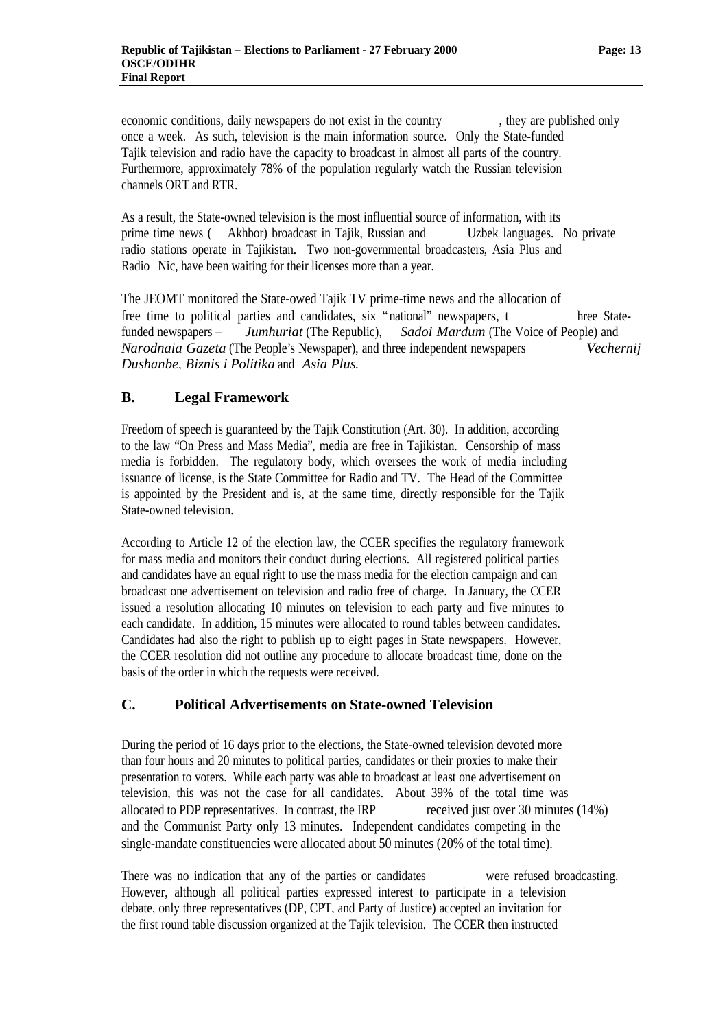economic conditions, daily newspapers do not exist in the country, they are published only once a week. As such, television is the main information source. Only the State-funded Tajik television and radio have the capacity to broadcast in almost all parts of the country. Furthermore, approximately 78% of the population regularly watch the Russian television channels ORT and RTR.

As a result, the State-owned television is the most influential source of information, with its prime time news (Akhbor) broadcast in Tajik, Russian and Uzbek languages. No private radio stations operate in Tajikistan. Two non-governmental broadcasters, Asia Plus and Radio Nic, have been waiting for their licenses more than a year.

The JEOMT monitored the State-owed Tajik TV prime-time news and the allocation of free time to political parties and candidates, six "national" newspapers, three State-funded newspapers – *Jumhuriat* (The Republic), *Sadoi Mardum* (The Voice of People) and *Narodnaia Gazeta* (The People's Newspaper), and three independent newspapers *Vechernij Dushanbe*, *Biznis i Politika* and *Asia Plus.*

## B. Legal Framework

Freedom of speech is guaranteed by the Tajik Constitution (Art. 30). In addition, according to the law "On Press and Mass Media", media are free in Tajikistan. Censorship of mass media is forbidden. The regulatory body, which oversees the work of media including issuance of license, is the State Committee for Radio and TV. The Head of the Committee is appointed by the President and is, at the same time, directly responsible for the Tajik State-owned television.

According to Article 12 of the election law, the CCER specifies the regulatory framework for mass media and monitors their conduct during elections. All registered political parties and candidates have an equal right to use the mass media for the election campaign and can broadcast one advertisement on television and radio free of charge. In January, the CCER issued a resolution allocating 10 minutes on television to each party and five minutes to each candidate. In addition, 15 minutes were allocated to round tables between candidates. Candidates had also the right to publish up to eight pages in State newspapers. However, the CCER resolution did not outline any procedure to allocate broadcast time, done on the basis of the order in which the requests were received.

## C. Political Advertisements on State-owned Television

During the period of 16 days prior to the elections, the State-owned television devoted more than four hours and 20 minutes to political parties, candidates or their proxies to make their presentation to voters. While each party was able to broadcast at least one advertisement on television, this was not the case for all candidates. About 39% of the total time was allocated to PDP representatives. In contrast, the IRP received just over 30 minutes (14%) and the Communist Party only 13 minutes. Independent candidates competing in the single-mandate constituencies were allocated about 50 minutes (20% of the total time).

There was no indication that any of the parties or candidates were refused broadcasting. However, although all political parties expressed interest to participate in a television debate, only three representatives (DP, CPT, and Party of Justice) accepted an invitation for the first round table discussion organized at the Tajik television. The CCER then instructed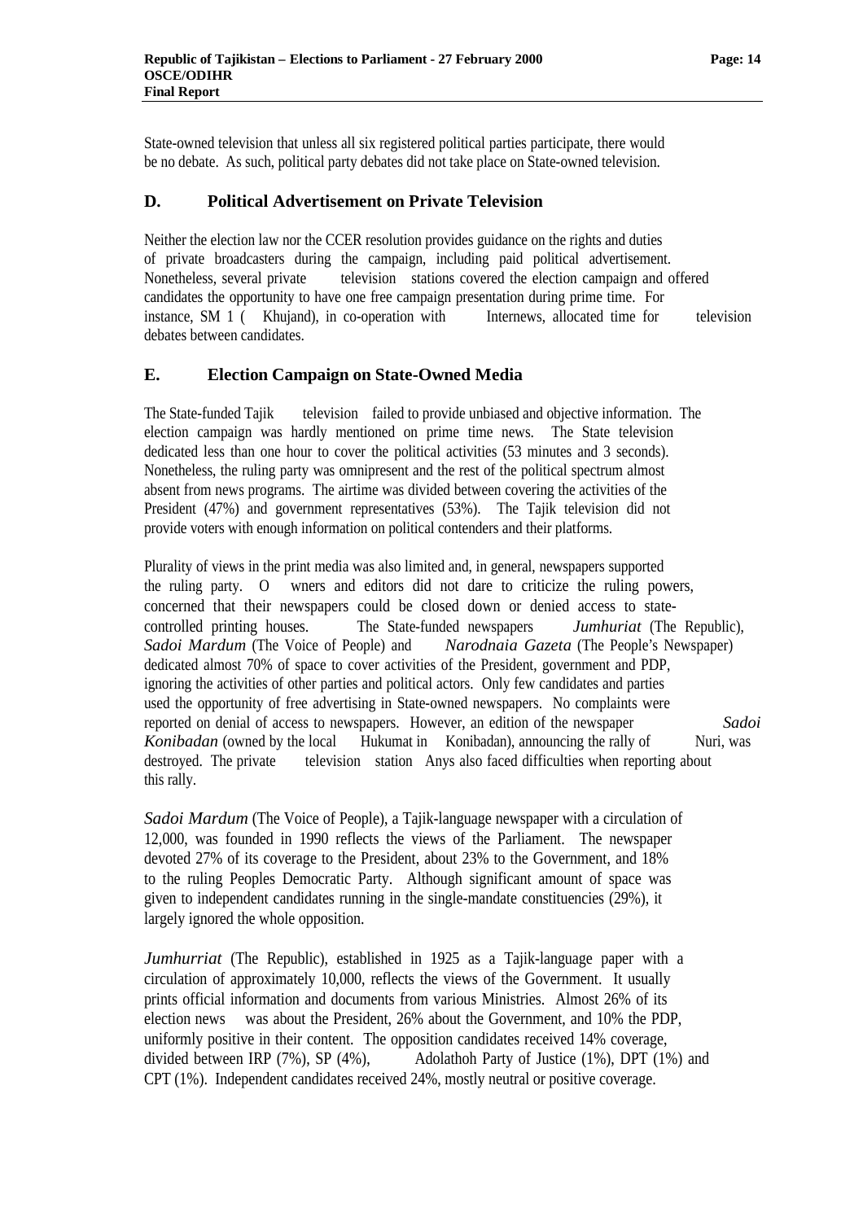State-owned television that unless all six registered political parties participate, there would be no debate. As such, political party debates did not take place on State-owned television.

## D. Political Advertisement on Private Television

Neither the election law nor the CCER resolution provides guidance on the rights and duties of private broadcasters during the campaign, including paid political advertisement. Nonetheless, several private television stations covered the election campaign and offered candidates the opportunity to have one free campaign presentation during prime time. For instance, SM 1 ( Khujand), in co-operation with Internews, allocated time for television debates between candidates.

## E. Election Campaign on State-Owned Media

The State-funded Tajik television failed to provide unbiased and objective information. The election campaign was hardly mentioned on prime time news. The State television dedicated less than one hour to cover the political activities (53 minutes and 3 seconds). Nonetheless, the ruling party was omnipresent and the rest of the political spectrum almost absent from news programs. The airtime was divided between covering the activities of the President (47%) and government representatives (53%). The Tajik television did not provide voters with enough information on political contenders and their platforms.

Plurality of views in the print media was also limited and, in general, newspapers supported the ruling party. Owners and editors did not dare to criticize the ruling powers, concerned that their newspapers could be closed down or denied access to state-controlled printing houses. The State-funded newspapers *Jumhuriat* (The Republic), *Sadoi Mardum* (The Voice of People) and *Narodnaia Gazeta* (The People's Newspaper) dedicated almost 70% of space to cover activities of the President, government and PDP, ignoring the activities of other parties and political actors. Only few candidates and parties used the opportunity of free advertising in State-owned newspapers. No complaints were reported on denial of access to newspapers. However, an edition of the newspaper *Sadoi Konibadan* (owned by the local Hukumat in Konibadan), announcing the rally of Nuri, was destroyed. The private television station Anys also faced difficulties when reporting about this rally.

*Sadoi Mardum* (The Voice of People), a Tajik-language newspaper with a circulation of 12,000, was founded in 1990 reflects the views of the Parliament. The newspaper devoted 27% of its coverage to the President, about 23% to the Government, and 18% to the ruling Peoples Democratic Party. Although significant amount of space was given to independent candidates running in the single-mandate constituencies (29%), it largely ignored the whole opposition.

*Jumhurriat* (The Republic), established in 1925 as a Tajik-language paper with a circulation of approximately 10,000, reflects the views of the Government. It usually prints official information and documents from various Ministries. Almost 26% of its election news was about the President, 26% about the Government, and 10% the PDP, uniformly positive in their content. The opposition candidates received 14% coverage, divided between IRP (7%), SP (4%), Adolathoh Party of Justice (1%), DPT (1%) and CPT (1%). Independent candidates received 24%, mostly neutral or positive coverage.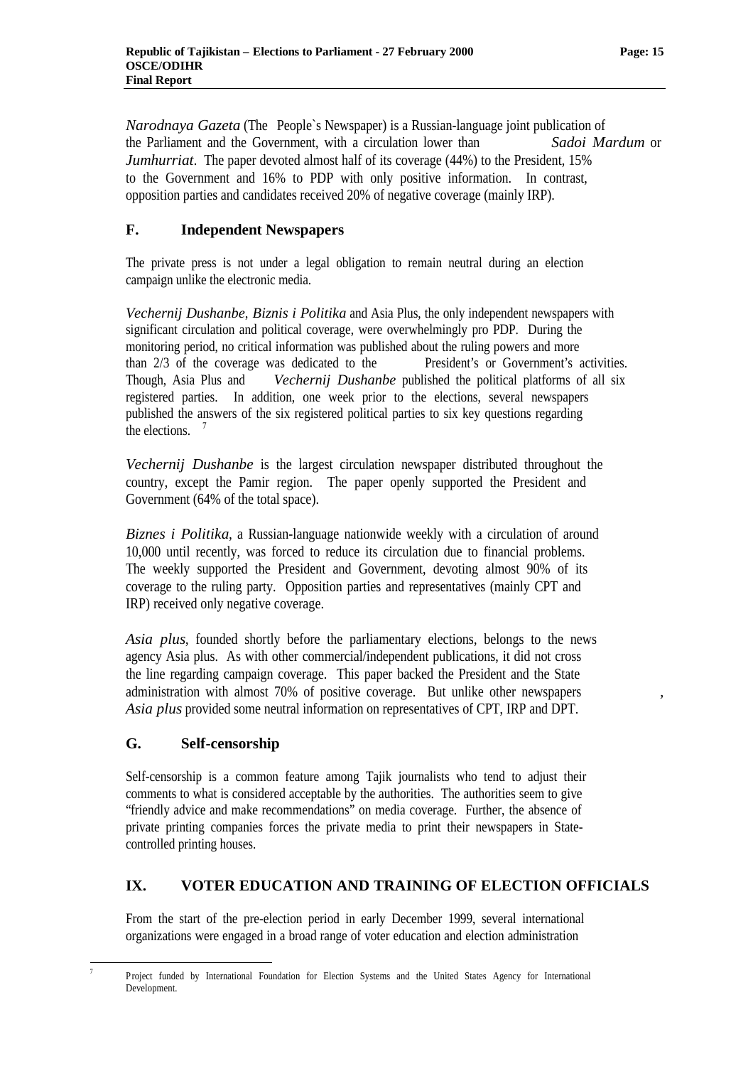*Narodnaya Gazeta* (The People`s Newspaper) is a Russian-language joint publication of the Parliament and the Government, with a circulation lower than *Sadoi Mardum* or *Jumhurriat*. The paper devoted almost half of its coverage (44%) to the President, 15% to the Government and 16% to PDP with only positive information. In contrast, opposition parties and candidates received 20% of negative coverage (mainly IRP).

### F. Independent Newspapers

The private press is not under a legal obligation to remain neutral during an election campaign unlike the electronic media.

*Vechernij Dushanbe*, *Biznis i Politika* and Asia Plus, the only independent newspapers with significant circulation and political coverage, were overwhelmingly pro PDP. During the monitoring period, no critical information was published about the ruling powers and more than 2/3 of the coverage was dedicated to the President's or Government's activities. Though, Asia Plus and *Vechernij Dushanbe* published the political platforms of all six registered parties. In addition, one week prior to the elections, several newspapers published the answers of the six registered political parties to six key questions regarding the elections. [7]

*Vechernij Dushanbe* is the largest circulation newspaper distributed throughout the country, except the Pamir region. The paper openly supported the President and Government (64% of the total space).

*Biznes i Politika*, a Russian-language nationwide weekly with a circulation of around 10,000 until recently, was forced to reduce its circulation due to financial problems. The weekly supported the President and Government, devoting almost 90% of its coverage to the ruling party. Opposition parties and representatives (mainly CPT and IRP) received only negative coverage.

*Asia plus*, founded shortly before the parliamentary elections, belongs to the news agency Asia plus. As with other commercial/independent publications, it did not cross the line regarding campaign coverage. This paper backed the President and the State administration with almost 70% of positive coverage. But unlike other newspapers, *Asia plus* provided some neutral information on representatives of CPT, IRP and DPT.

### G. Self-censorship

Self-censorship is a common feature among Tajik journalists who tend to adjust their comments to what is considered acceptable by the authorities. The authorities seem to give "friendly advice and make recommendations" on media coverage. Further, the absence of private printing companies forces the private media to print their newspapers in State-controlled printing houses.

## IX. VOTER EDUCATION AND TRAINING OF ELECTION OFFICIALS

From the start of the pre-election period in early December 1999, several international organizations were engaged in a broad range of voter education and election administration

---

[7] Project funded by International Foundation for Election Systems and the United States Agency for International Development.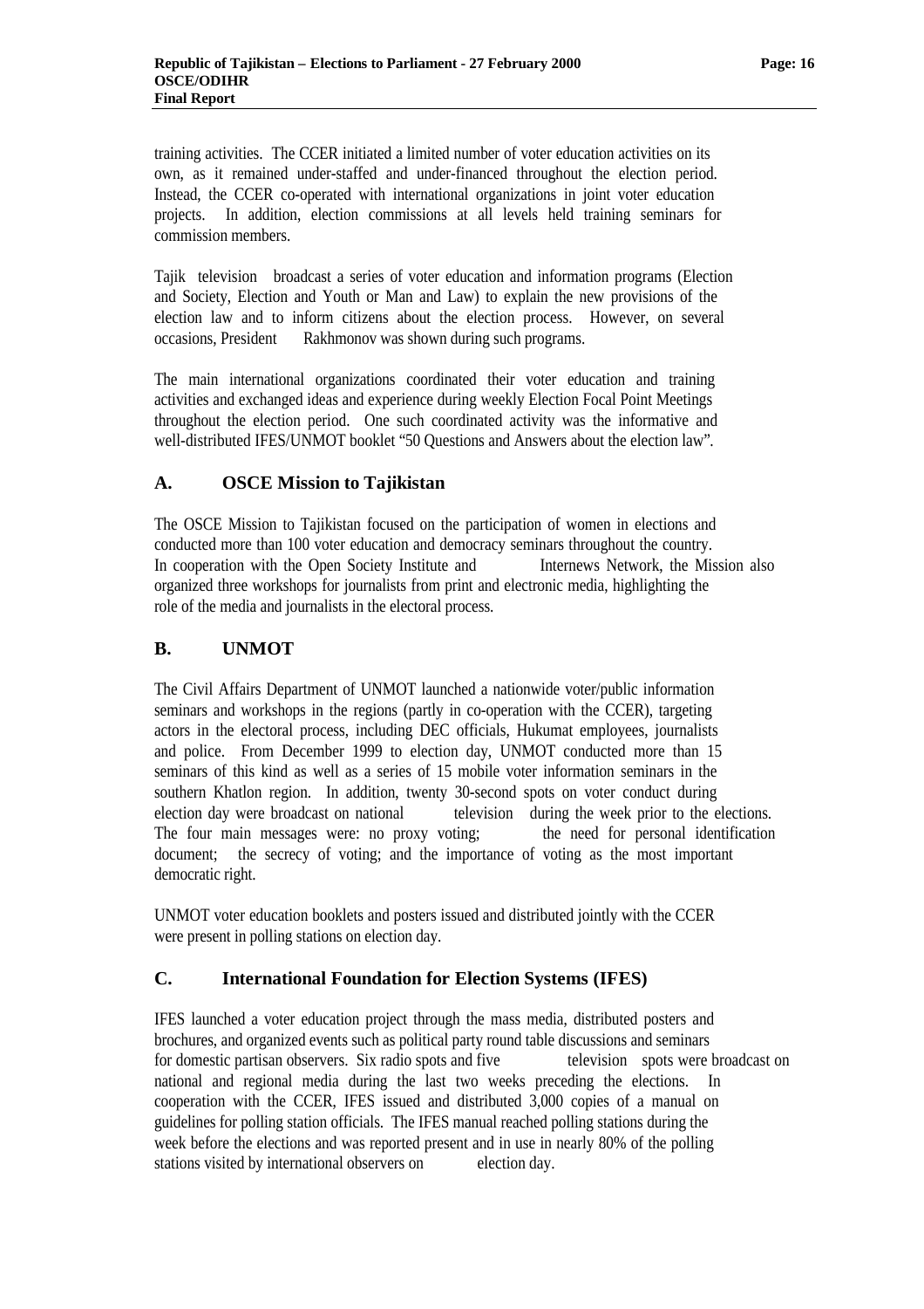training activities. The CCER initiated a limited number of voter education activities on its own, as it remained under-staffed and under-financed throughout the election period. Instead, the CCER co-operated with international organizations in joint voter education projects. In addition, election commissions at all levels held training seminars for commission members.

Tajik television broadcast a series of voter education and information programs (Election and Society, Election and Youth or Man and Law) to explain the new provisions of the election law and to inform citizens about the election process. However, on several occasions, President Rakhmonov was shown during such programs.

The main international organizations coordinated their voter education and training activities and exchanged ideas and experience during weekly Election Focal Point Meetings throughout the election period. One such coordinated activity was the informative and well-distributed IFES/UNMOT booklet "50 Questions and Answers about the election law".

## A. OSCE Mission to Tajikistan

The OSCE Mission to Tajikistan focused on the participation of women in elections and conducted more than 100 voter education and democracy seminars throughout the country. In cooperation with the Open Society Institute and Internews Network, the Mission also organized three workshops for journalists from print and electronic media, highlighting the role of the media and journalists in the electoral process.

## B. UNMOT

The Civil Affairs Department of UNMOT launched a nationwide voter/public information seminars and workshops in the regions (partly in co-operation with the CCER), targeting actors in the electoral process, including DEC officials, Hukumat employees, journalists and police. From December 1999 to election day, UNMOT conducted more than 15 seminars of this kind as well as a series of 15 mobile voter information seminars in the southern Khatlon region. In addition, twenty 30-second spots on voter conduct during election day were broadcast on national television during the week prior to the elections. The four main messages were: no proxy voting; the need for personal identification document; the secrecy of voting; and the importance of voting as the most important democratic right.

UNMOT voter education booklets and posters issued and distributed jointly with the CCER were present in polling stations on election day.

## C. International Foundation for Election Systems (IFES)

IFES launched a voter education project through the mass media, distributed posters and brochures, and organized events such as political party round table discussions and seminars for domestic partisan observers. Six radio spots and five television spots were broadcast on national and regional media during the last two weeks preceding the elections. In cooperation with the CCER, IFES issued and distributed 3,000 copies of a manual on guidelines for polling station officials. The IFES manual reached polling stations during the week before the elections and was reported present and in use in nearly 80% of the polling stations visited by international observers on election day.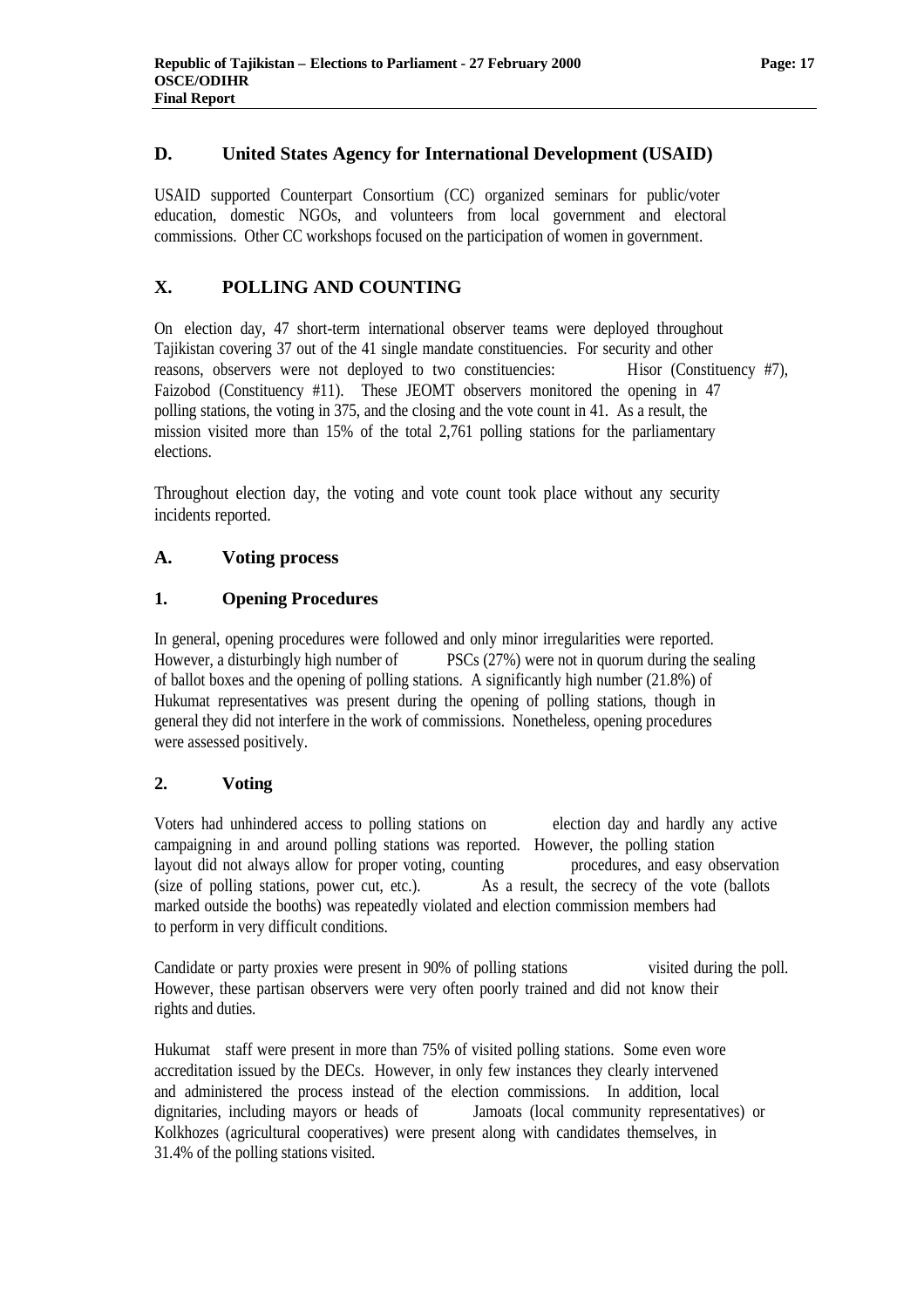## D. United States Agency for International Development (USAID)

USAID supported Counterpart Consortium (CC) organized seminars for public/voter education, domestic NGOs, and volunteers from local government and electoral commissions. Other CC workshops focused on the participation of women in government.

# X. POLLING AND COUNTING

On election day, 47 short-term international observer teams were deployed throughout Tajikistan covering 37 out of the 41 single mandate constituencies. For security and other reasons, observers were not deployed to two constituencies: Hisor (Constituency #7), Faizobod (Constituency #11). These JEOMT observers monitored the opening in 47 polling stations, the voting in 375, and the closing and the vote count in 41. As a result, the mission visited more than 15% of the total 2,761 polling stations for the parliamentary elections.

Throughout election day, the voting and vote count took place without any security incidents reported.

## A. Voting process

### 1. Opening Procedures

In general, opening procedures were followed and only minor irregularities were reported. However, a disturbingly high number of PSCs (27%) were not in quorum during the sealing of ballot boxes and the opening of polling stations. A significantly high number (21.8%) of Hukumat representatives was present during the opening of polling stations, though in general they did not interfere in the work of commissions. Nonetheless, opening procedures were assessed positively.

### 2. Voting

Voters had unhindered access to polling stations on election day and hardly any active campaigning in and around polling stations was reported. However, the polling station layout did not always allow for proper voting, counting procedures, and easy observation (size of polling stations, power cut, etc.). As a result, the secrecy of the vote (ballots marked outside the booths) was repeatedly violated and election commission members had to perform in very difficult conditions.

Candidate or party proxies were present in 90% of polling stations visited during the poll. However, these partisan observers were very often poorly trained and did not know their rights and duties.

Hukumat staff were present in more than 75% of visited polling stations. Some even wore accreditation issued by the DECs. However, in only few instances they clearly intervened and administered the process instead of the election commissions. In addition, local dignitaries, including mayors or heads of Jamoats (local community representatives) or Kolkhozes (agricultural cooperatives) were present along with candidates themselves, in 31.4% of the polling stations visited.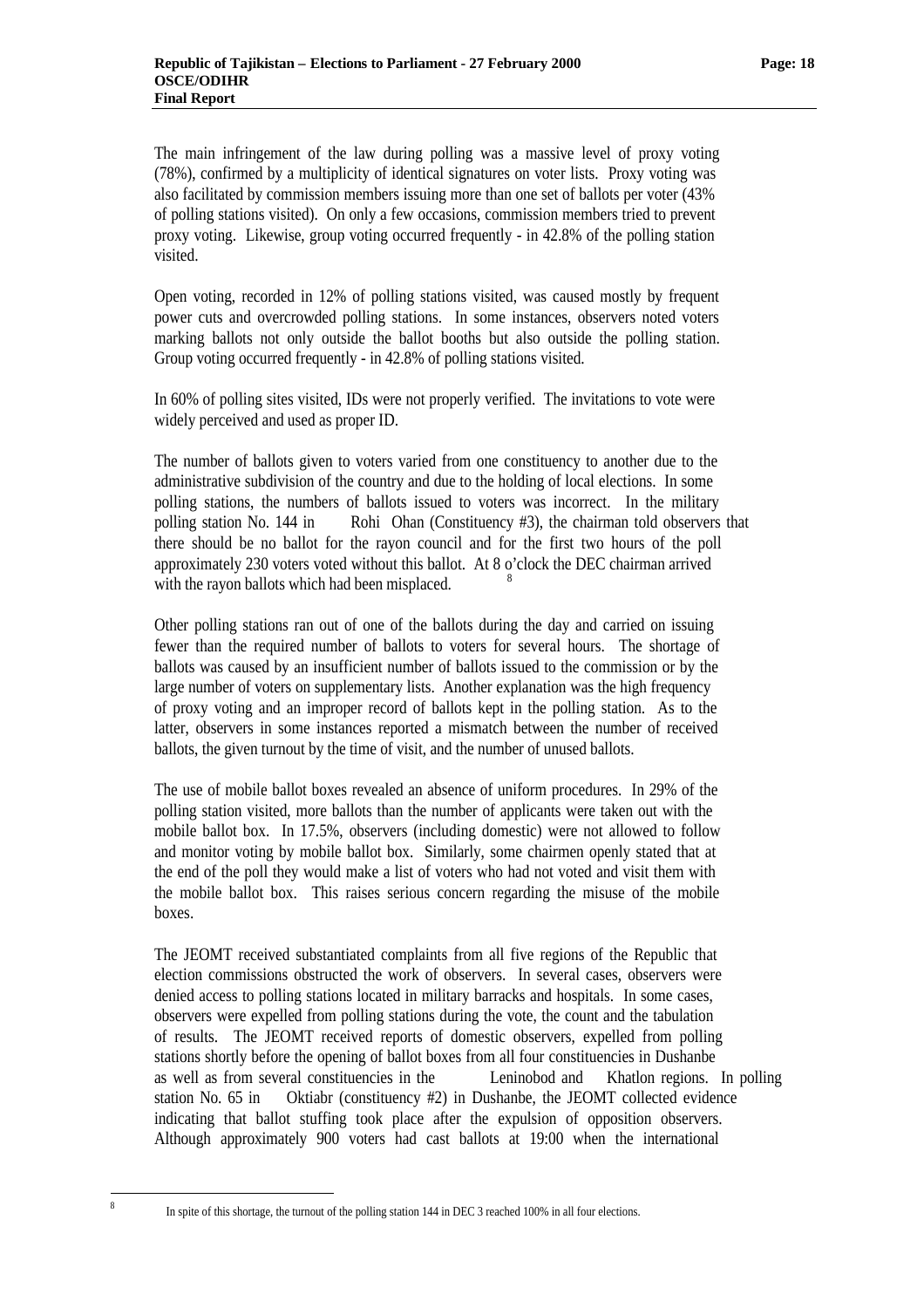The main infringement of the law during polling was a massive level of proxy voting (78%), confirmed by a multiplicity of identical signatures on voter lists. Proxy voting was also facilitated by commission members issuing more than one set of ballots per voter (43% of polling stations visited). On only a few occasions, commission members tried to prevent proxy voting. Likewise, group voting occurred frequently - in 42.8% of the polling station visited.

Open voting, recorded in 12% of polling stations visited, was caused mostly by frequent power cuts and overcrowded polling stations. In some instances, observers noted voters marking ballots not only outside the ballot booths but also outside the polling station. Group voting occurred frequently - in 42.8% of polling stations visited.

In 60% of polling sites visited, IDs were not properly verified. The invitations to vote were widely perceived and used as proper ID.

The number of ballots given to voters varied from one constituency to another due to the administrative subdivision of the country and due to the holding of local elections. In some polling stations, the numbers of ballots issued to voters was incorrect. In the military polling station No. 144 in Rohi Ohan (Constituency #3), the chairman told observers that there should be no ballot for the rayon council and for the first two hours of the poll approximately 230 voters voted without this ballot. At 8 o'clock the DEC chairman arrived with the rayon ballots which had been misplaced.[8]

Other polling stations ran out of one of the ballots during the day and carried on issuing fewer than the required number of ballots to voters for several hours. The shortage of ballots was caused by an insufficient number of ballots issued to the commission or by the large number of voters on supplementary lists. Another explanation was the high frequency of proxy voting and an improper record of ballots kept in the polling station. As to the latter, observers in some instances reported a mismatch between the number of received ballots, the given turnout by the time of visit, and the number of unused ballots.

The use of mobile ballot boxes revealed an absence of uniform procedures. In 29% of the polling station visited, more ballots than the number of applicants were taken out with the mobile ballot box. In 17.5%, observers (including domestic) were not allowed to follow and monitor voting by mobile ballot box. Similarly, some chairmen openly stated that at the end of the poll they would make a list of voters who had not voted and visit them with the mobile ballot box. This raises serious concern regarding the misuse of the mobile boxes.

The JEOMT received substantiated complaints from all five regions of the Republic that election commissions obstructed the work of observers. In several cases, observers were denied access to polling stations located in military barracks and hospitals. In some cases, observers were expelled from polling stations during the vote, the count and the tabulation of results. The JEOMT received reports of domestic observers, expelled from polling stations shortly before the opening of ballot boxes from all four constituencies in Dushanbe as well as from several constituencies in the Leninobod and Khatlon regions. In polling station No. 65 in Oktiabr (constituency #2) in Dushanbe, the JEOMT collected evidence indicating that ballot stuffing took place after the expulsion of opposition observers. Although approximately 900 voters had cast ballots at 19:00 when the international

[8] In spite of this shortage, the turnout of the polling station 144 in DEC 3 reached 100% in all four elections.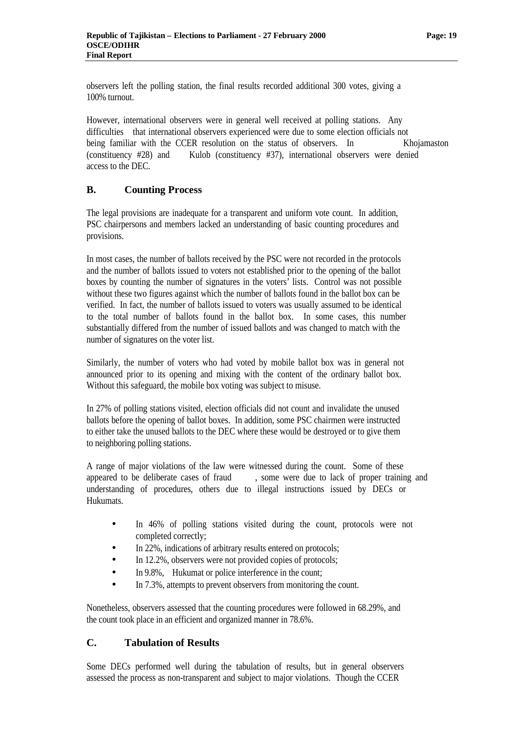observers left the polling station, the final results recorded additional 300 votes, giving a 100% turnout.

However, international observers were in general well received at polling stations. Any difficulties that international observers experienced were due to some election officials not being familiar with the CCER resolution on the status of observers. In Khojamaston (constituency #28) and Kulob (constituency #37), international observers were denied access to the DEC.

## B. Counting Process

The legal provisions are inadequate for a transparent and uniform vote count. In addition, PSC chairpersons and members lacked an understanding of basic counting procedures and provisions.

In most cases, the number of ballots received by the PSC were not recorded in the protocols and the number of ballots issued to voters not established prior to the opening of the ballot boxes by counting the number of signatures in the voters' lists. Control was not possible without these two figures against which the number of ballots found in the ballot box can be verified. In fact, the number of ballots issued to voters was usually assumed to be identical to the total number of ballots found in the ballot box. In some cases, this number substantially differed from the number of issued ballots and was changed to match with the number of signatures on the voter list.

Similarly, the number of voters who had voted by mobile ballot box was in general not announced prior to its opening and mixing with the content of the ordinary ballot box. Without this safeguard, the mobile box voting was subject to misuse.

In 27% of polling stations visited, election officials did not count and invalidate the unused ballots before the opening of ballot boxes. In addition, some PSC chairmen were instructed to either take the unused ballots to the DEC where these would be destroyed or to give them to neighboring polling stations.

A range of major violations of the law were witnessed during the count. Some of these appeared to be deliberate cases of fraud, some were due to lack of proper training and understanding of procedures, others due to illegal instructions issued by DECs or Hukumats.

- In 46% of polling stations visited during the count, protocols were not completed correctly;
- In 22%, indications of arbitrary results entered on protocols;
- In 12.2%, observers were not provided copies of protocols;
- In 9.8%, Hukumat or police interference in the count;
- In 7.3%, attempts to prevent observers from monitoring the count.

Nonetheless, observers assessed that the counting procedures were followed in 68.29%, and the count took place in an efficient and organized manner in 78.6%.

## C. Tabulation of Results

Some DECs performed well during the tabulation of results, but in general observers assessed the process as non-transparent and subject to major violations. Though the CCER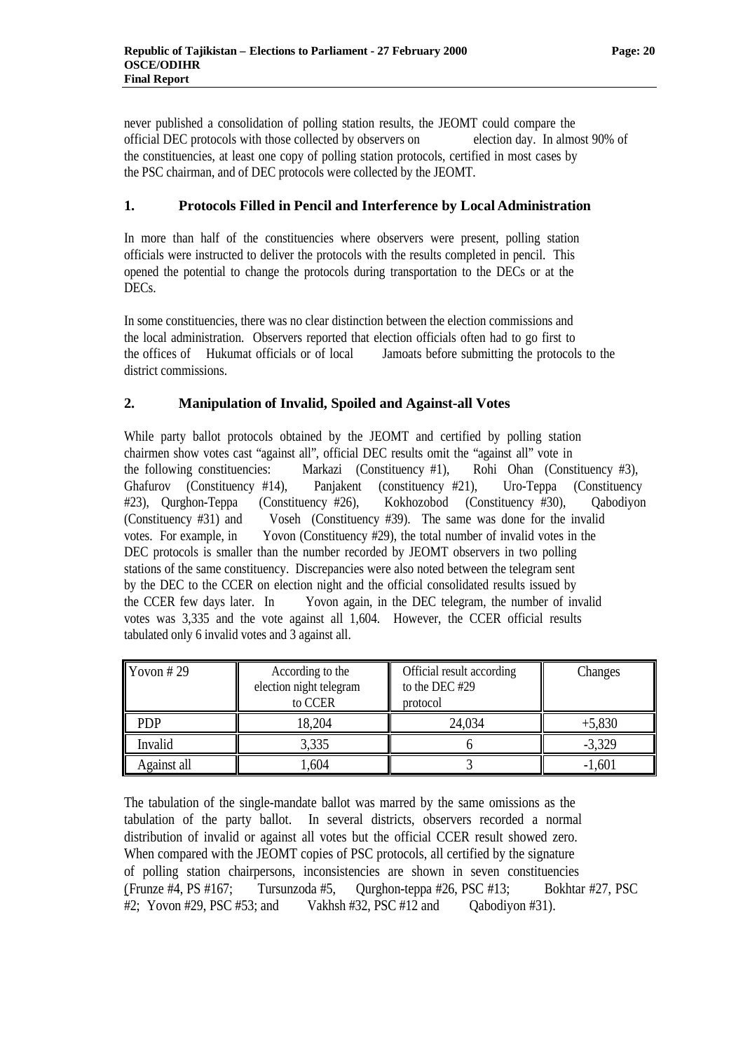never published a consolidation of polling station results, the JEOMT could compare the official DEC protocols with those collected by observers on election day. In almost 90% of the constituencies, at least one copy of polling station protocols, certified in most cases by the PSC chairman, and of DEC protocols were collected by the JEOMT.

## 1. Protocols Filled in Pencil and Interference by Local Administration

In more than half of the constituencies where observers were present, polling station officials were instructed to deliver the protocols with the results completed in pencil. This opened the potential to change the protocols during transportation to the DECs or at the DECs.

In some constituencies, there was no clear distinction between the election commissions and the local administration. Observers reported that election officials often had to go first to the offices of Hukumat officials or of local Jamoats before submitting the protocols to the district commissions.

## 2. Manipulation of Invalid, Spoiled and Against-all Votes

While party ballot protocols obtained by the JEOMT and certified by polling station chairmen show votes cast "against all", official DEC results omit the "against all" vote in the following constituencies: Markazi (Constituency #1), Rohi Ohan (Constituency #3), Ghafurov (Constituency #14), Panjakent (constituency #21), Uro-Teppa (Constituency #23), Qurghon-Teppa (Constituency #26), Kokhozobod (Constituency #30), Qabodiyon (Constituency #31) and Voseh (Constituency #39). The same was done for the invalid votes. For example, in Yovon (Constituency #29), the total number of invalid votes in the DEC protocols is smaller than the number recorded by JEOMT observers in two polling stations of the same constituency. Discrepancies were also noted between the telegram sent by the DEC to the CCER on election night and the official consolidated results issued by the CCER few days later. In Yovon again, in the DEC telegram, the number of invalid votes was 3,335 and the vote against all 1,604. However, the CCER official results tabulated only 6 invalid votes and 3 against all.

| Yovon # 29 | According to the election night telegram to CCER | Official result according to the DEC #29 protocol | Changes |
|---|---|---|---|
| PDP | 18,204 | 24,034 | +5,830 |
| Invalid | 3,335 | 6 | -3,329 |
| Against all | 1,604 | 3 | -1,601 |

The tabulation of the single-mandate ballot was marred by the same omissions as the tabulation of the party ballot. In several districts, observers recorded a normal distribution of invalid or against all votes but the official CCER result showed zero. When compared with the JEOMT copies of PSC protocols, all certified by the signature of polling station chairpersons, inconsistencies are shown in seven constituencies (Frunze #4, PS #167; Tursunzoda #5, Qurghon-teppa #26, PSC #13; Bokhtar #27, PSC #2; Yovon #29, PSC #53; and Vakhsh #32, PSC #12 and Qabodiyon #31).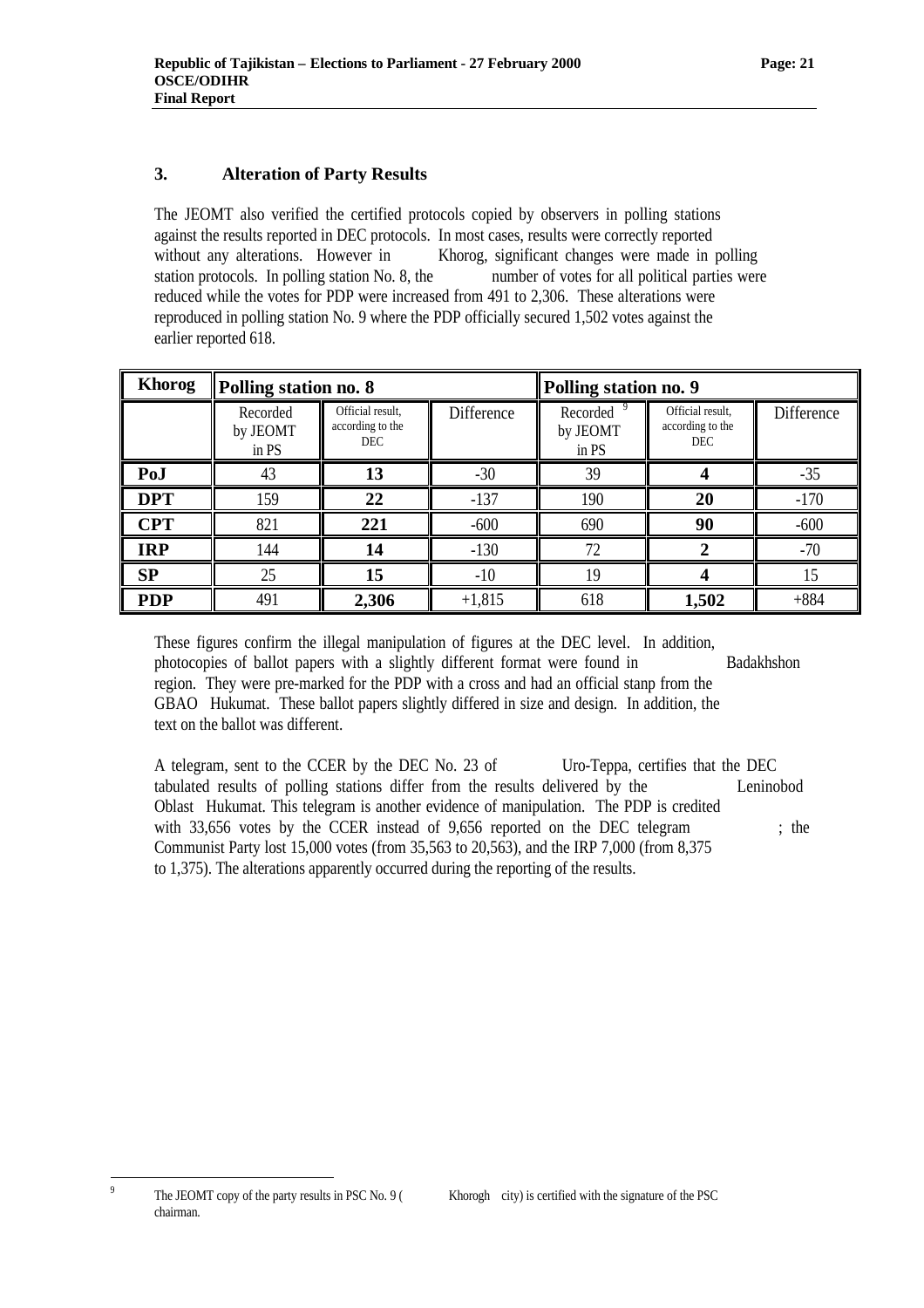### 3. Alteration of Party Results

The JEOMT also verified the certified protocols copied by observers in polling stations against the results reported in DEC protocols. In most cases, results were correctly reported without any alterations. However in Khorog, significant changes were made in polling station protocols. In polling station No. 8, the number of votes for all political parties were reduced while the votes for PDP were increased from 491 to 2,306. These alterations were reproduced in polling station No. 9 where the PDP officially secured 1,502 votes against the earlier reported 618.

| Khorog | Polling station no. 8 | | | Polling station no. 9 | | |
|---|---|---|---|---|---|---|
| | Recorded by JEOMT in PS | Official result, according to the DEC | Difference | Recorded [9] by JEOMT in PS | Official result, according to the DEC | Difference |
| **PoJ** | 43 | **13** | -30 | 39 | **4** | -35 |
| **DPT** | 159 | **22** | -137 | 190 | **20** | -170 |
| **CPT** | 821 | **221** | -600 | 690 | **90** | -600 |
| **IRP** | 144 | **14** | -130 | 72 | **2** | -70 |
| **SP** | 25 | **15** | -10 | 19 | **4** | 15 |
| **PDP** | 491 | **2,306** | +1,815 | 618 | **1,502** | +884 |

These figures confirm the illegal manipulation of figures at the DEC level. In addition, photocopies of ballot papers with a slightly different format were found in Badakhshon region. They were pre-marked for the PDP with a cross and had an official stanp from the GBAO Hukumat. These ballot papers slightly differed in size and design. In addition, the text on the ballot was different.

A telegram, sent to the CCER by the DEC No. 23 of Uro-Teppa, certifies that the DEC tabulated results of polling stations differ from the results delivered by the Leninobod Oblast Hukumat. This telegram is another evidence of manipulation. The PDP is credited with 33,656 votes by the CCER instead of 9,656 reported on the DEC telegram ; the Communist Party lost 15,000 votes (from 35,563 to 20,563), and the IRP 7,000 (from 8,375 to 1,375). The alterations apparently occurred during the reporting of the results.

---

[9] The JEOMT copy of the party results in PSC No. 9 ( Khorogh city) is certified with the signature of the PSC chairman.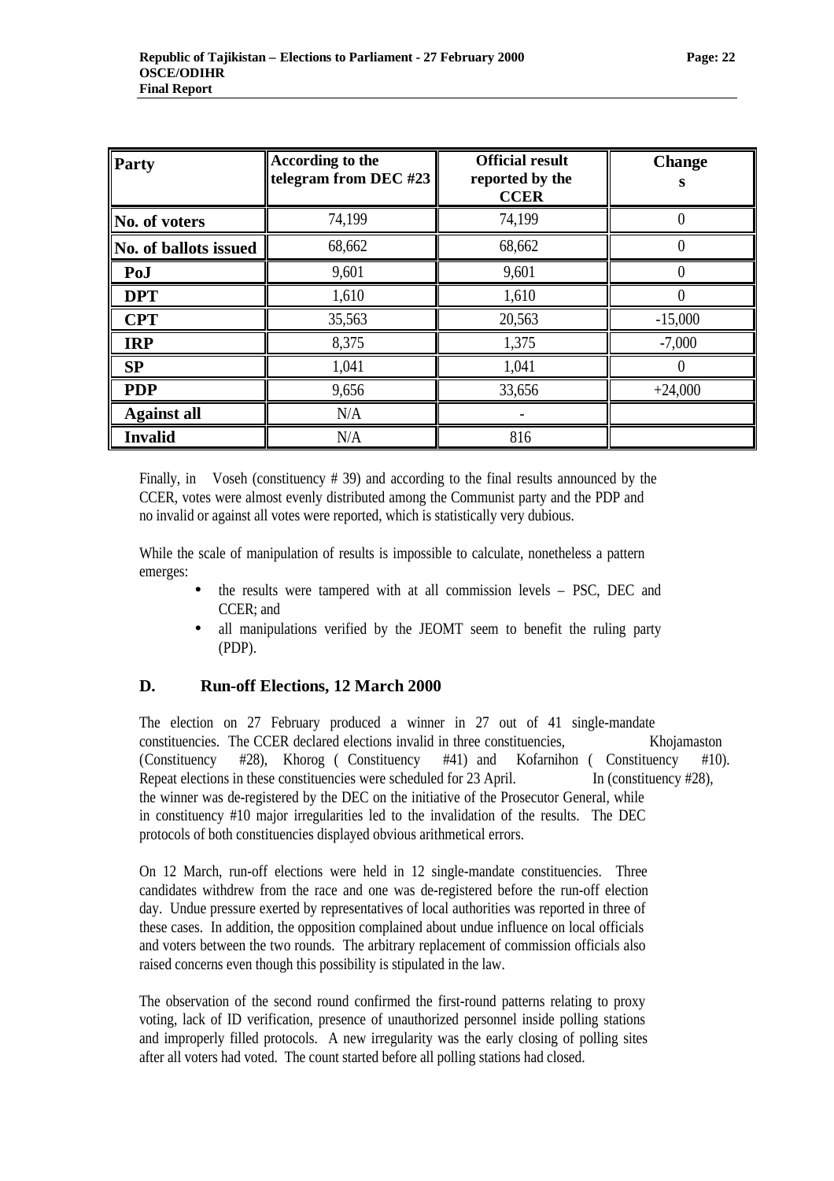| Party | According to the telegram from DEC #23 | Official result reported by the CCER | Changes |
|---|---|---|---|
| No. of voters | 74,199 | 74,199 | 0 |
| No. of ballots issued | 68,662 | 68,662 | 0 |
| PoJ | 9,601 | 9,601 | 0 |
| DPT | 1,610 | 1,610 | 0 |
| CPT | 35,563 | 20,563 | -15,000 |
| IRP | 8,375 | 1,375 | -7,000 |
| SP | 1,041 | 1,041 | 0 |
| PDP | 9,656 | 33,656 | +24,000 |
| Against all | N/A | - | |
| Invalid | N/A | 816 | |

Finally, in Voseh (constituency # 39) and according to the final results announced by the CCER, votes were almost evenly distributed among the Communist party and the PDP and no invalid or against all votes were reported, which is statistically very dubious.

While the scale of manipulation of results is impossible to calculate, nonetheless a pattern emerges:

- the results were tampered with at all commission levels – PSC, DEC and CCER; and
- all manipulations verified by the JEOMT seem to benefit the ruling party (PDP).

## D. Run-off Elections, 12 March 2000

The election on 27 February produced a winner in 27 out of 41 single-mandate constituencies. The CCER declared elections invalid in three constituencies, Khojamaston (Constituency #28), Khorog ( Constituency #41) and Kofarnihon ( Constituency #10). Repeat elections in these constituencies were scheduled for 23 April. In (constituency #28), the winner was de-registered by the DEC on the initiative of the Prosecutor General, while in constituency #10 major irregularities led to the invalidation of the results. The DEC protocols of both constituencies displayed obvious arithmetical errors.

On 12 March, run-off elections were held in 12 single-mandate constituencies. Three candidates withdrew from the race and one was de-registered before the run-off election day. Undue pressure exerted by representatives of local authorities was reported in three of these cases. In addition, the opposition complained about undue influence on local officials and voters between the two rounds. The arbitrary replacement of commission officials also raised concerns even though this possibility is stipulated in the law.

The observation of the second round confirmed the first-round patterns relating to proxy voting, lack of ID verification, presence of unauthorized personnel inside polling stations and improperly filled protocols. A new irregularity was the early closing of polling sites after all voters had voted. The count started before all polling stations had closed.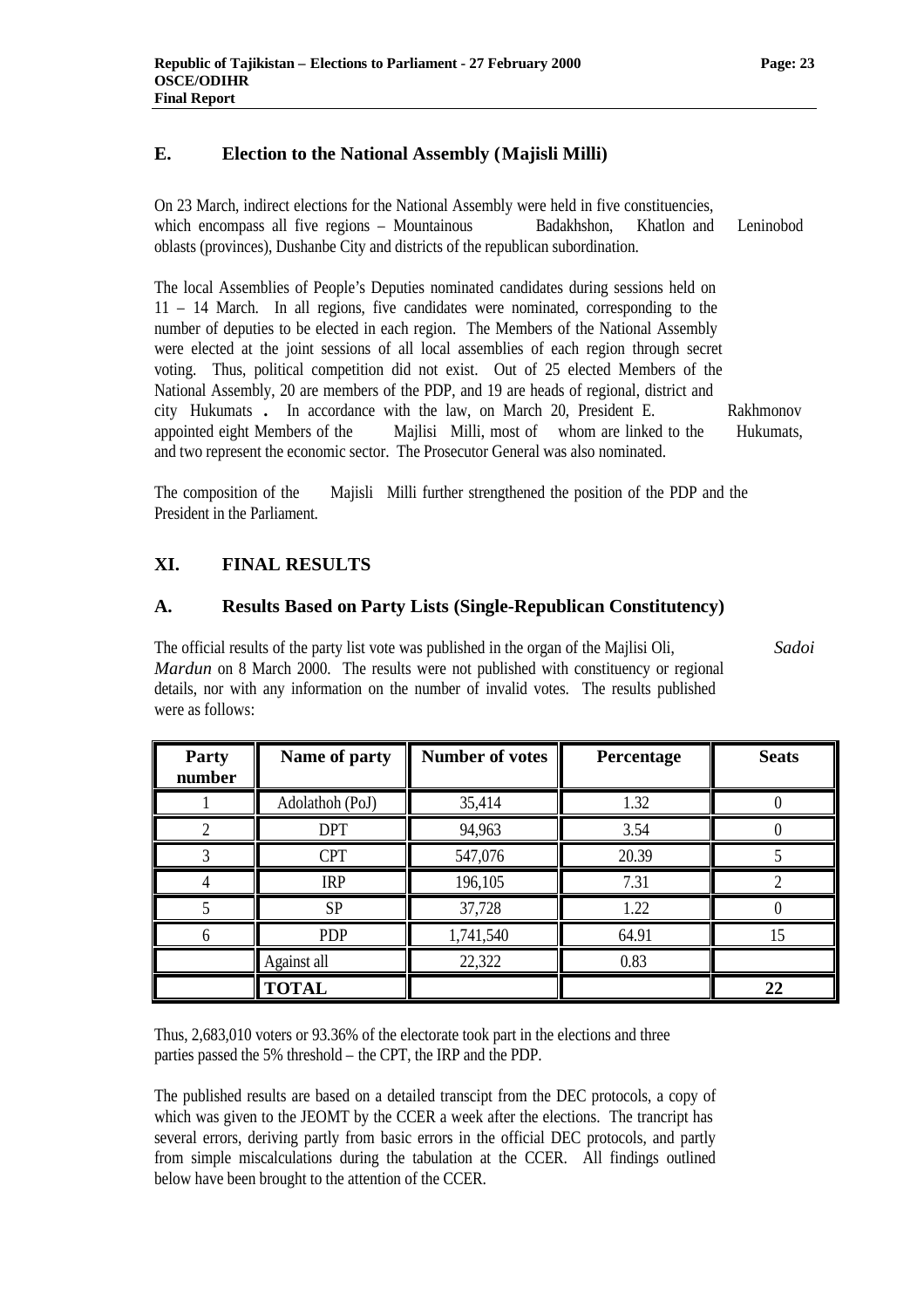### E. Election to the National Assembly (Majisli Milli)

On 23 March, indirect elections for the National Assembly were held in five constituencies, which encompass all five regions – Mountainous Badakhshon, Khatlon and Leninobod oblasts (provinces), Dushanbe City and districts of the republican subordination.

The local Assemblies of People's Deputies nominated candidates during sessions held on 11 – 14 March. In all regions, five candidates were nominated, corresponding to the number of deputies to be elected in each region. The Members of the National Assembly were elected at the joint sessions of all local assemblies of each region through secret voting. Thus, political competition did not exist. Out of 25 elected Members of the National Assembly, 20 are members of the PDP, and 19 are heads of regional, district and city Hukumats. In accordance with the law, on March 20, President E. Rakhmonov appointed eight Members of the Majlisi Milli, most of whom are linked to the Hukumats, and two represent the economic sector. The Prosecutor General was also nominated.

The composition of the Majisli Milli further strengthened the position of the PDP and the President in the Parliament.

## XI. FINAL RESULTS

### A. Results Based on Party Lists (Single-Republican Constitutency)

The official results of the party list vote was published in the organ of the Majlisi Oli, *Sadoi Mardun* on 8 March 2000. The results were not published with constituency or regional details, nor with any information on the number of invalid votes. The results published were as follows:

| Party number | Name of party | Number of votes | Percentage | Seats |
|---|---|---|---|---|
| 1 | Adolathoh (PoJ) | 35,414 | 1.32 | 0 |
| 2 | DPT | 94,963 | 3.54 | 0 |
| 3 | CPT | 547,076 | 20.39 | 5 |
| 4 | IRP | 196,105 | 7.31 | 2 |
| 5 | SP | 37,728 | 1.22 | 0 |
| 6 | PDP | 1,741,540 | 64.91 | 15 |
| | Against all | 22,322 | 0.83 | |
| | **TOTAL** | | | **22** |

Thus, 2,683,010 voters or 93.36% of the electorate took part in the elections and three parties passed the 5% threshold – the CPT, the IRP and the PDP.

The published results are based on a detailed transcipt from the DEC protocols, a copy of which was given to the JEOMT by the CCER a week after the elections. The trancript has several errors, deriving partly from basic errors in the official DEC protocols, and partly from simple miscalculations during the tabulation at the CCER. All findings outlined below have been brought to the attention of the CCER.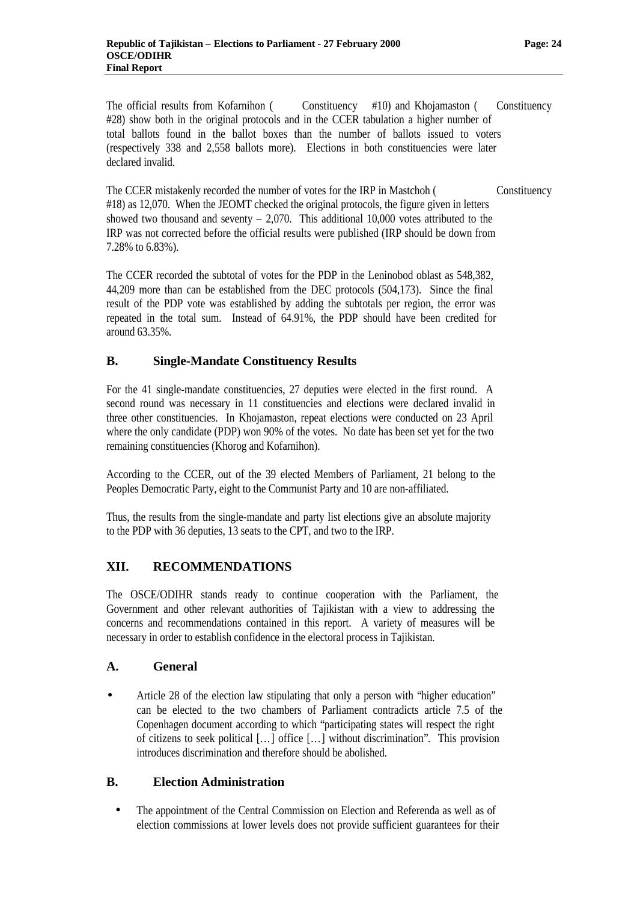The official results from Kofarnihon ( Constituency #10) and Khojamaston ( Constituency #28) show both in the original protocols and in the CCER tabulation a higher number of total ballots found in the ballot boxes than the number of ballots issued to voters (respectively 338 and 2,558 ballots more). Elections in both constituencies were later declared invalid.

The CCER mistakenly recorded the number of votes for the IRP in Mastchoh ( Constituency #18) as 12,070. When the JEOMT checked the original protocols, the figure given in letters showed two thousand and seventy – 2,070. This additional 10,000 votes attributed to the IRP was not corrected before the official results were published (IRP should be down from 7.28% to 6.83%).

The CCER recorded the subtotal of votes for the PDP in the Leninobod oblast as 548,382, 44,209 more than can be established from the DEC protocols (504,173). Since the final result of the PDP vote was established by adding the subtotals per region, the error was repeated in the total sum. Instead of 64.91%, the PDP should have been credited for around 63.35%.

## B. Single-Mandate Constituency Results

For the 41 single-mandate constituencies, 27 deputies were elected in the first round. A second round was necessary in 11 constituencies and elections were declared invalid in three other constituencies. In Khojamaston, repeat elections were conducted on 23 April where the only candidate (PDP) won 90% of the votes. No date has been set yet for the two remaining constituencies (Khorog and Kofarnihon).

According to the CCER, out of the 39 elected Members of Parliament, 21 belong to the Peoples Democratic Party, eight to the Communist Party and 10 are non-affiliated.

Thus, the results from the single-mandate and party list elections give an absolute majority to the PDP with 36 deputies, 13 seats to the CPT, and two to the IRP.

# XII. RECOMMENDATIONS

The OSCE/ODIHR stands ready to continue cooperation with the Parliament, the Government and other relevant authorities of Tajikistan with a view to addressing the concerns and recommendations contained in this report. A variety of measures will be necessary in order to establish confidence in the electoral process in Tajikistan.

## A. General

- Article 28 of the election law stipulating that only a person with "higher education" can be elected to the two chambers of Parliament contradicts article 7.5 of the Copenhagen document according to which "participating states will respect the right of citizens to seek political […] office […] without discrimination". This provision introduces discrimination and therefore should be abolished.

## B. Election Administration

- The appointment of the Central Commission on Election and Referenda as well as of election commissions at lower levels does not provide sufficient guarantees for their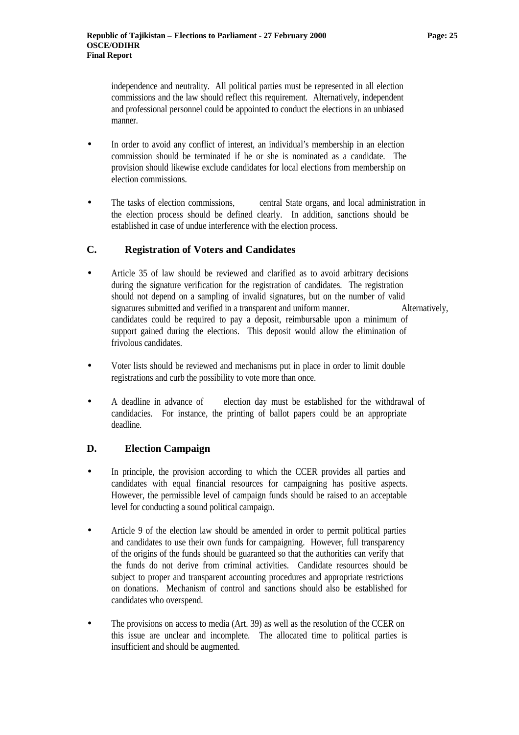independence and neutrality. All political parties must be represented in all election commissions and the law should reflect this requirement. Alternatively, independent and professional personnel could be appointed to conduct the elections in an unbiased manner.

- In order to avoid any conflict of interest, an individual's membership in an election commission should be terminated if he or she is nominated as a candidate. The provision should likewise exclude candidates for local elections from membership on election commissions.

- The tasks of election commissions, central State organs, and local administration in the election process should be defined clearly. In addition, sanctions should be established in case of undue interference with the election process.

## C. Registration of Voters and Candidates

- Article 35 of law should be reviewed and clarified as to avoid arbitrary decisions during the signature verification for the registration of candidates. The registration should not depend on a sampling of invalid signatures, but on the number of valid signatures submitted and verified in a transparent and uniform manner. Alternatively, candidates could be required to pay a deposit, reimbursable upon a minimum of support gained during the elections. This deposit would allow the elimination of frivolous candidates.

- Voter lists should be reviewed and mechanisms put in place in order to limit double registrations and curb the possibility to vote more than once.

- A deadline in advance of election day must be established for the withdrawal of candidacies. For instance, the printing of ballot papers could be an appropriate deadline.

## D. Election Campaign

- In principle, the provision according to which the CCER provides all parties and candidates with equal financial resources for campaigning has positive aspects. However, the permissible level of campaign funds should be raised to an acceptable level for conducting a sound political campaign.

- Article 9 of the election law should be amended in order to permit political parties and candidates to use their own funds for campaigning. However, full transparency of the origins of the funds should be guaranteed so that the authorities can verify that the funds do not derive from criminal activities. Candidate resources should be subject to proper and transparent accounting procedures and appropriate restrictions on donations. Mechanism of control and sanctions should also be established for candidates who overspend.

- The provisions on access to media (Art. 39) as well as the resolution of the CCER on this issue are unclear and incomplete. The allocated time to political parties is insufficient and should be augmented.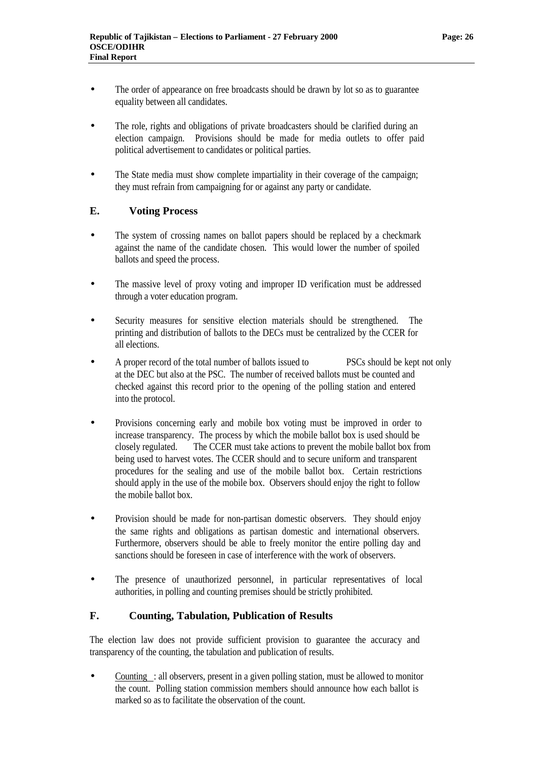- The order of appearance on free broadcasts should be drawn by lot so as to guarantee equality between all candidates.

- The role, rights and obligations of private broadcasters should be clarified during an election campaign. Provisions should be made for media outlets to offer paid political advertisement to candidates or political parties.

- The State media must show complete impartiality in their coverage of the campaign; they must refrain from campaigning for or against any party or candidate.

## E. Voting Process

- The system of crossing names on ballot papers should be replaced by a checkmark against the name of the candidate chosen. This would lower the number of spoiled ballots and speed the process.

- The massive level of proxy voting and improper ID verification must be addressed through a voter education program.

- Security measures for sensitive election materials should be strengthened. The printing and distribution of ballots to the DECs must be centralized by the CCER for all elections.

- A proper record of the total number of ballots issued to PSCs should be kept not only at the DEC but also at the PSC. The number of received ballots must be counted and checked against this record prior to the opening of the polling station and entered into the protocol.

- Provisions concerning early and mobile box voting must be improved in order to increase transparency. The process by which the mobile ballot box is used should be closely regulated. The CCER must take actions to prevent the mobile ballot box from being used to harvest votes. The CCER should and to secure uniform and transparent procedures for the sealing and use of the mobile ballot box. Certain restrictions should apply in the use of the mobile box. Observers should enjoy the right to follow the mobile ballot box.

- Provision should be made for non-partisan domestic observers. They should enjoy the same rights and obligations as partisan domestic and international observers. Furthermore, observers should be able to freely monitor the entire polling day and sanctions should be foreseen in case of interference with the work of observers.

- The presence of unauthorized personnel, in particular representatives of local authorities, in polling and counting premises should be strictly prohibited.

## F. Counting, Tabulation, Publication of Results

The election law does not provide sufficient provision to guarantee the accuracy and transparency of the counting, the tabulation and publication of results.

- <u>Counting</u> : all observers, present in a given polling station, must be allowed to monitor the count. Polling station commission members should announce how each ballot is marked so as to facilitate the observation of the count.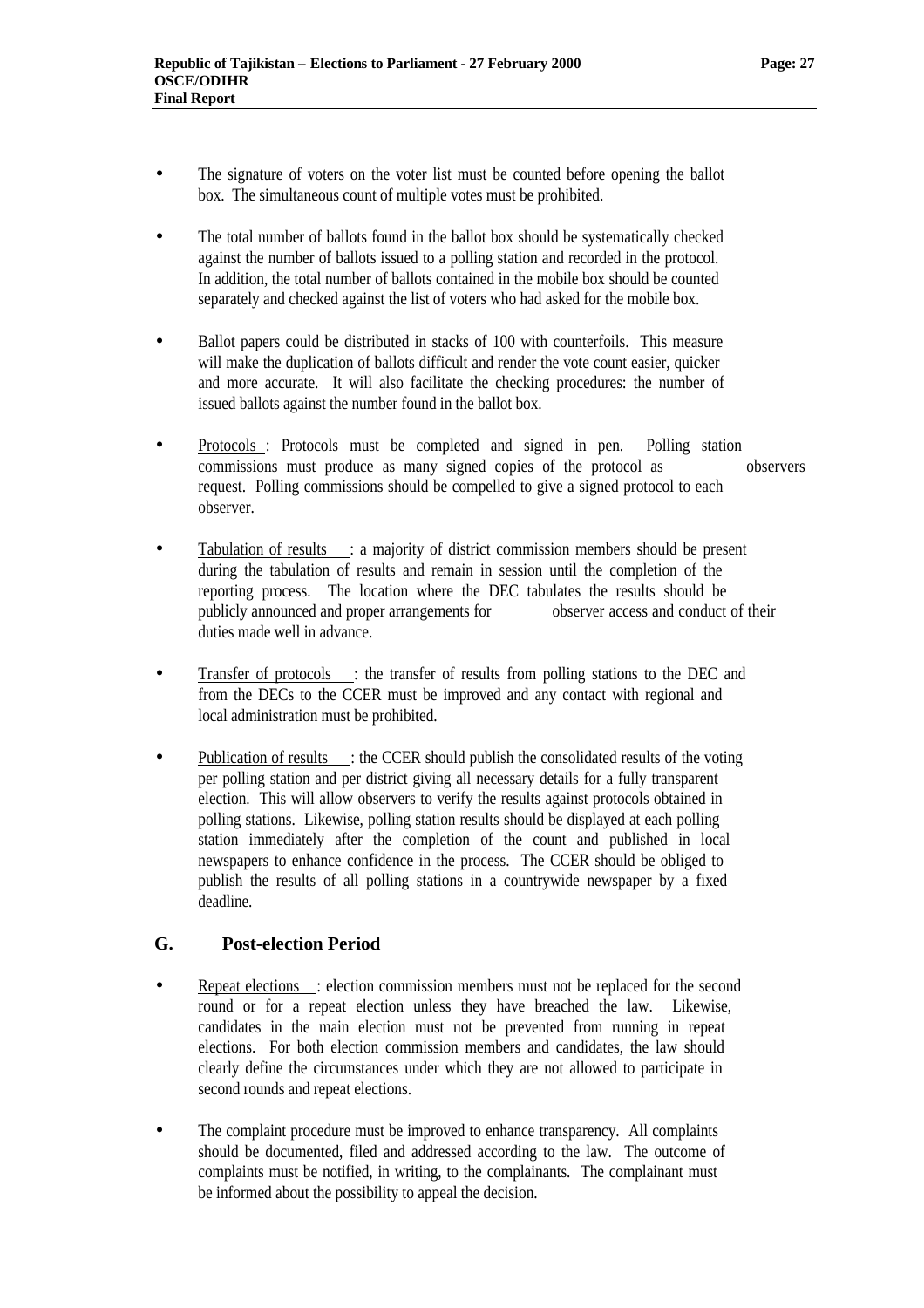- The signature of voters on the voter list must be counted before opening the ballot box. The simultaneous count of multiple votes must be prohibited.

- The total number of ballots found in the ballot box should be systematically checked against the number of ballots issued to a polling station and recorded in the protocol. In addition, the total number of ballots contained in the mobile box should be counted separately and checked against the list of voters who had asked for the mobile box.

- Ballot papers could be distributed in stacks of 100 with counterfoils. This measure will make the duplication of ballots difficult and render the vote count easier, quicker and more accurate. It will also facilitate the checking procedures: the number of issued ballots against the number found in the ballot box.

- Protocols : Protocols must be completed and signed in pen. Polling station commissions must produce as many signed copies of the protocol as observers request. Polling commissions should be compelled to give a signed protocol to each observer.

- Tabulation of results : a majority of district commission members should be present during the tabulation of results and remain in session until the completion of the reporting process. The location where the DEC tabulates the results should be publicly announced and proper arrangements for observer access and conduct of their duties made well in advance.

- Transfer of protocols : the transfer of results from polling stations to the DEC and from the DECs to the CCER must be improved and any contact with regional and local administration must be prohibited.

- Publication of results : the CCER should publish the consolidated results of the voting per polling station and per district giving all necessary details for a fully transparent election. This will allow observers to verify the results against protocols obtained in polling stations. Likewise, polling station results should be displayed at each polling station immediately after the completion of the count and published in local newspapers to enhance confidence in the process. The CCER should be obliged to publish the results of all polling stations in a countrywide newspaper by a fixed deadline.

## G. Post-election Period

- Repeat elections : election commission members must not be replaced for the second round or for a repeat election unless they have breached the law. Likewise, candidates in the main election must not be prevented from running in repeat elections. For both election commission members and candidates, the law should clearly define the circumstances under which they are not allowed to participate in second rounds and repeat elections.

- The complaint procedure must be improved to enhance transparency. All complaints should be documented, filed and addressed according to the law. The outcome of complaints must be notified, in writing, to the complainants. The complainant must be informed about the possibility to appeal the decision.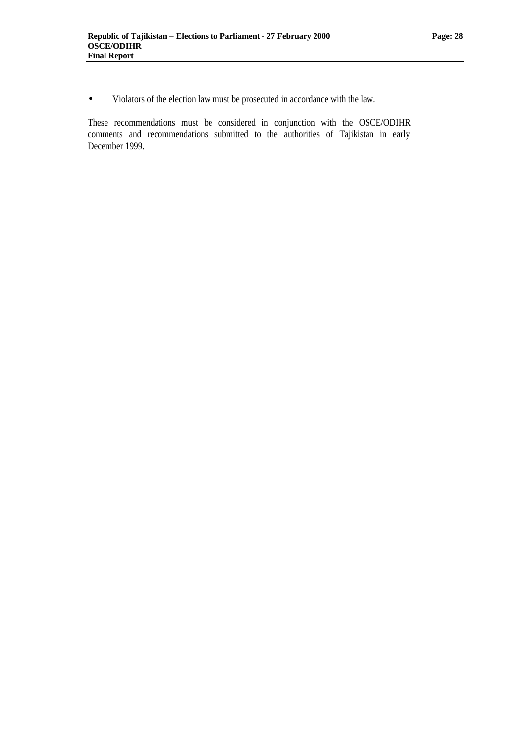- Violators of the election law must be prosecuted in accordance with the law.

These recommendations must be considered in conjunction with the OSCE/ODIHR comments and recommendations submitted to the authorities of Tajikistan in early December 1999.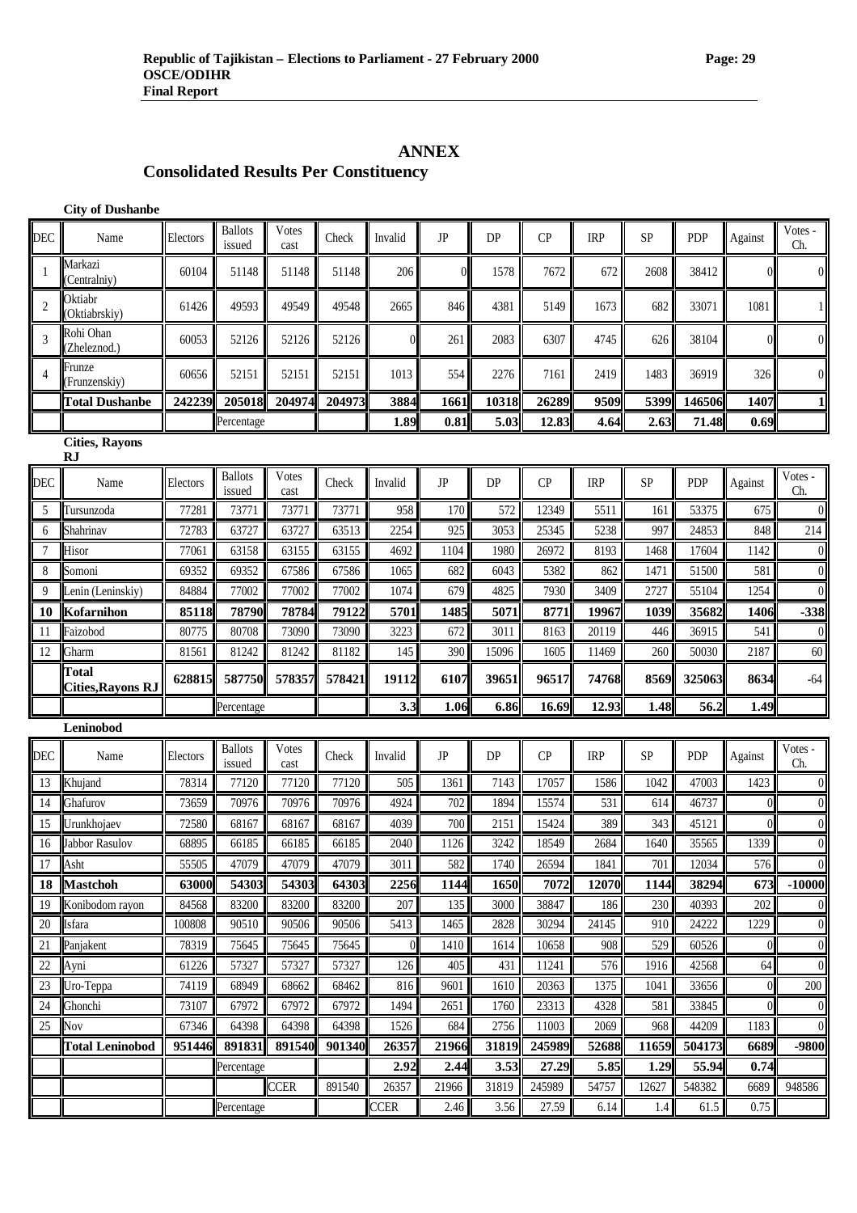## ANNEX

## Consolidated Results Per Constituency

**City of Dushanbe**

| DEC | Name | Electors | Ballots issued | Votes cast | Check | Invalid | JP | DP | CP | IRP | SP | PDP | Against | Votes - Ch. |
|---|---|---|---|---|---|---|---|---|---|---|---|---|---|---|
| 1 | Markazi (Centralniy) | 60104 | 51148 | 51148 | 51148 | 206 | 0 | 1578 | 7672 | 672 | 2608 | 38412 | 0 | 0 |
| 2 | Oktiabr (Oktiabrskiy) | 61426 | 49593 | 49549 | 49548 | 2665 | 846 | 4381 | 5149 | 1673 | 682 | 33071 | 1081 | 1 |
| 3 | Rohi Ohan (Zheleznod.) | 60053 | 52126 | 52126 | 52126 | 0 | 261 | 2083 | 6307 | 4745 | 626 | 38104 | 0 | 0 |
| 4 | Frunze (Frunzenskiy) | 60656 | 52151 | 52151 | 52151 | 1013 | 554 | 2276 | 7161 | 2419 | 1483 | 36919 | 326 | 0 |
| | **Total Dushanbe** | **242239** | **205018** | **204974** | **204973** | **3884** | **1661** | **10318** | **26289** | **9509** | **5399** | **146506** | **1407** | **1** |
| | | | Percentage | | | **1.89** | **0.81** | **5.03** | **12.83** | **4.64** | **2.63** | **71.48** | **0.69** | |

**Cities, Rayons RJ**

| DEC | Name | Electors | Ballots issued | Votes cast | Check | Invalid | JP | DP | CP | IRP | SP | PDP | Against | Votes - Ch. |
|---|---|---|---|---|---|---|---|---|---|---|---|---|---|---|
| 5 | Tursunzoda | 77281 | 73771 | 73771 | 73771 | 958 | 170 | 572 | 12349 | 5511 | 161 | 53375 | 675 | 0 |
| 6 | Shahrinav | 72783 | 63727 | 63727 | 63513 | 2254 | 925 | 3053 | 25345 | 5238 | 997 | 24853 | 848 | 214 |
| 7 | Hisor | 77061 | 63158 | 63155 | 63155 | 4692 | 1104 | 1980 | 26972 | 8193 | 1468 | 17604 | 1142 | 0 |
| 8 | Somoni | 69352 | 69352 | 67586 | 67586 | 1065 | 682 | 6043 | 5382 | 862 | 1471 | 51500 | 581 | 0 |
| 9 | Lenin (Leninskiy) | 84884 | 77002 | 77002 | 77002 | 1074 | 679 | 4825 | 7930 | 3409 | 2727 | 55104 | 1254 | 0 |
| **10** | **Kofarnihon** | **85118** | **78790** | **78784** | **79122** | **5701** | **1485** | **5071** | **8771** | **19967** | **1039** | **35682** | **1406** | **-338** |
| 11 | Faizobod | 80775 | 80708 | 73090 | 73090 | 3223 | 672 | 3011 | 8163 | 20119 | 446 | 36915 | 541 | 0 |
| 12 | Gharm | 81561 | 81242 | 81242 | 81182 | 145 | 390 | 15096 | 1605 | 11469 | 260 | 50030 | 2187 | 60 |
| | **Total Cities,Rayons RJ** | **628815** | **587750** | **578357** | **578421** | **19112** | **6107** | **39651** | **96517** | **74768** | **8569** | **325063** | **8634** | -64 |
| | | | Percentage | | | **3.3** | **1.06** | **6.86** | **16.69** | **12.93** | **1.48** | **56.2** | **1.49** | |

**Leninobod**

| DEC | Name | Electors | Ballots issued | Votes cast | Check | Invalid | JP | DP | CP | IRP | SP | PDP | Against | Votes - Ch. |
|---|---|---|---|---|---|---|---|---|---|---|---|---|---|---|
| 13 | Khujand | 78314 | 77120 | 77120 | 77120 | 505 | 1361 | 7143 | 17057 | 1586 | 1042 | 47003 | 1423 | 0 |
| 14 | Ghafurov | 73659 | 70976 | 70976 | 70976 | 4924 | 702 | 1894 | 15574 | 531 | 614 | 46737 | 0 | 0 |
| 15 | Urunkhojaev | 72580 | 68167 | 68167 | 68167 | 4039 | 700 | 2151 | 15424 | 389 | 343 | 45121 | 0 | 0 |
| 16 | Jabbor Rasulov | 68895 | 66185 | 66185 | 66185 | 2040 | 1126 | 3242 | 18549 | 2684 | 1640 | 35565 | 1339 | 0 |
| 17 | Asht | 55505 | 47079 | 47079 | 47079 | 3011 | 582 | 1740 | 26594 | 1841 | 701 | 12034 | 576 | 0 |
| **18** | **Mastchoh** | **63000** | **54303** | **54303** | **64303** | **2256** | **1144** | **1650** | **7072** | **12070** | **1144** | **38294** | **673** | **-10000** |
| 19 | Konibodom rayon | 84568 | 83200 | 83200 | 83200 | 207 | 135 | 3000 | 38847 | 186 | 230 | 40393 | 202 | 0 |
| 20 | Isfara | 100808 | 90510 | 90506 | 90506 | 5413 | 1465 | 2828 | 30294 | 24145 | 910 | 24222 | 1229 | 0 |
| 21 | Panjakent | 78319 | 75645 | 75645 | 75645 | 0 | 1410 | 1614 | 10658 | 908 | 529 | 60526 | 0 | 0 |
| 22 | Ayni | 61226 | 57327 | 57327 | 57327 | 126 | 405 | 431 | 11241 | 576 | 1916 | 42568 | 64 | 0 |
| 23 | Uro-Teppa | 74119 | 68949 | 68662 | 68462 | 816 | 9601 | 1610 | 20363 | 1375 | 1041 | 33656 | 0 | 200 |
| 24 | Ghonchi | 73107 | 67972 | 67972 | 67972 | 1494 | 2651 | 1760 | 23313 | 4328 | 581 | 33845 | 0 | 0 |
| 25 | Nov | 67346 | 64398 | 64398 | 64398 | 1526 | 684 | 2756 | 11003 | 2069 | 968 | 44209 | 1183 | 0 |
| | **Total Leninobod** | **951446** | **891831** | **891540** | **901340** | **26357** | **21966** | **31819** | **245989** | **52688** | **11659** | **504173** | **6689** | **-9800** |
| | | | Percentage | | | **2.92** | **2.44** | **3.53** | **27.29** | **5.85** | **1.29** | **55.94** | **0.74** | |
| | | | | CCER | 891540 | 26357 | 21966 | 31819 | 245989 | 54757 | 12627 | 548382 | 6689 | 948586 |
| | | | Percentage | | | CCER | 2.46 | 3.56 | 27.59 | 6.14 | 1.4 | 61.5 | 0.75 | |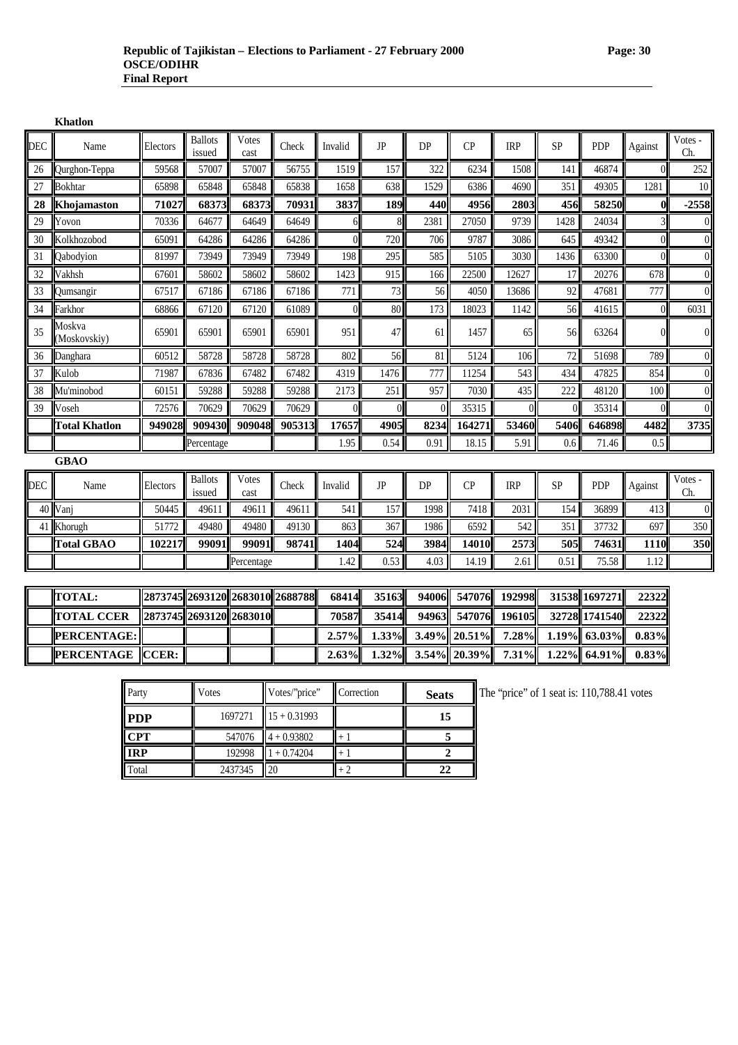**Khatlon**

| DEC | Name | Electors | Ballots issued | Votes cast | Check | Invalid | JP | DP | CP | IRP | SP | PDP | Against | Votes - Ch. |
|---|---|---|---|---|---|---|---|---|---|---|---|---|---|---|
| 26 | Qurghon-Teppa | 59568 | 57007 | 57007 | 56755 | 1519 | 157 | 322 | 6234 | 1508 | 141 | 46874 | 0 | 252 |
| 27 | Bokhtar | 65898 | 65848 | 65848 | 65838 | 1658 | 638 | 1529 | 6386 | 4690 | 351 | 49305 | 1281 | 10 |
| **28** | **Khojamaston** | **71027** | **68373** | **68373** | **70931** | **3837** | **189** | **440** | **4956** | **2803** | **456** | **58250** | **0** | **-2558** |
| 29 | Yovon | 70336 | 64677 | 64649 | 64649 | 6 | 8 | 2381 | 27050 | 9739 | 1428 | 24034 | 3 | 0 |
| 30 | Kolkhozobod | 65091 | 64286 | 64286 | 64286 | 0 | 720 | 706 | 9787 | 3086 | 645 | 49342 | 0 | 0 |
| 31 | Qabodyion | 81997 | 73949 | 73949 | 73949 | 198 | 295 | 585 | 5105 | 3030 | 1436 | 63300 | 0 | 0 |
| 32 | Vakhsh | 67601 | 58602 | 58602 | 58602 | 1423 | 915 | 166 | 22500 | 12627 | 17 | 20276 | 678 | 0 |
| 33 | Qumsangir | 67517 | 67186 | 67186 | 67186 | 771 | 73 | 56 | 4050 | 13686 | 92 | 47681 | 777 | 0 |
| 34 | Farkhor | 68866 | 67120 | 67120 | 61089 | 0 | 80 | 173 | 18023 | 1142 | 56 | 41615 | 0 | 6031 |
| 35 | Moskva (Moskovskiy) | 65901 | 65901 | 65901 | 65901 | 951 | 47 | 61 | 1457 | 65 | 56 | 63264 | 0 | 0 |
| 36 | Danghara | 60512 | 58728 | 58728 | 58728 | 802 | 56 | 81 | 5124 | 106 | 72 | 51698 | 789 | 0 |
| 37 | Kulob | 71987 | 67836 | 67482 | 67482 | 4319 | 1476 | 777 | 11254 | 543 | 434 | 47825 | 854 | 0 |
| 38 | Mu'minobod | 60151 | 59288 | 59288 | 59288 | 2173 | 251 | 957 | 7030 | 435 | 222 | 48120 | 100 | 0 |
| 39 | Voseh | 72576 | 70629 | 70629 | 70629 | 0 | 0 | 0 | 35315 | 0 | 0 | 35314 | 0 | 0 |
| | **Total Khatlon** | **949028** | **909430** | **909048** | **905313** | **17657** | **4905** | **8234** | **164271** | **53460** | **5406** | **646898** | **4482** | **3735** |
| | | | Percentage | | | 1.95 | 0.54 | 0.91 | 18.15 | 5.91 | 0.6 | 71.46 | 0.5 | |

**GBAO**

| DEC | Name | Electors | Ballots issued | Votes cast | Check | Invalid | JP | DP | CP | IRP | SP | PDP | Against | Votes - Ch. |
|---|---|---|---|---|---|---|---|---|---|---|---|---|---|---|
| 40 | Vanj | 50445 | 49611 | 49611 | 49611 | 541 | 157 | 1998 | 7418 | 2031 | 154 | 36899 | 413 | 0 |
| 41 | Khorugh | 51772 | 49480 | 49480 | 49130 | 863 | 367 | 1986 | 6592 | 542 | 351 | 37732 | 697 | 350 |
| | **Total GBAO** | **102217** | **99091** | **99091** | **98741** | **1404** | **524** | **3984** | **14010** | **2573** | **505** | **74631** | **1110** | **350** |
| | | | | Percentage | | 1.42 | 0.53 | 4.03 | 14.19 | 2.61 | 0.51 | 75.58 | 1.12 | |

| | | | | | | | | | | | | | |
|---|---|---|---|---|---|---|---|---|---|---|---|---|---|
| **TOTAL:** | **2873745** | **2693120** | **2683010** | **2688788** | **68414** | **35163** | **94006** | **547076** | **192998** | **31538** | **1697271** | **22322** | |
| **TOTAL CCER** | **2873745** | **2693120** | **2683010** | | **70587** | **35414** | **94963** | **547076** | **196105** | **32728** | **1741540** | **22322** | |
| **PERCENTAGE:** | | | | | **2.57%** | **1.33%** | **3.49%** | **20.51%** | **7.28%** | **1.19%** | **63.03%** | **0.83%** | |
| **PERCENTAGE** | **CCER:** | | | | **2.63%** | **1.32%** | **3.54%** | **20.39%** | **7.31%** | **1.22%** | **64.91%** | **0.83%** | |

| Party | Votes | Votes/"price" | Correction | **Seats** |
|---|---|---|---|---|
| **PDP** | 1697271 | 15 + 0.31993 | | **15** |
| **CPT** | 547076 | 4 + 0.93802 | + 1 | **5** |
| **IRP** | 192998 | 1 + 0.74204 | + 1 | **2** |
| Total | 2437345 | 20 | + 2 | **22** |

The "price" of 1 seat is: 110,788.41 votes